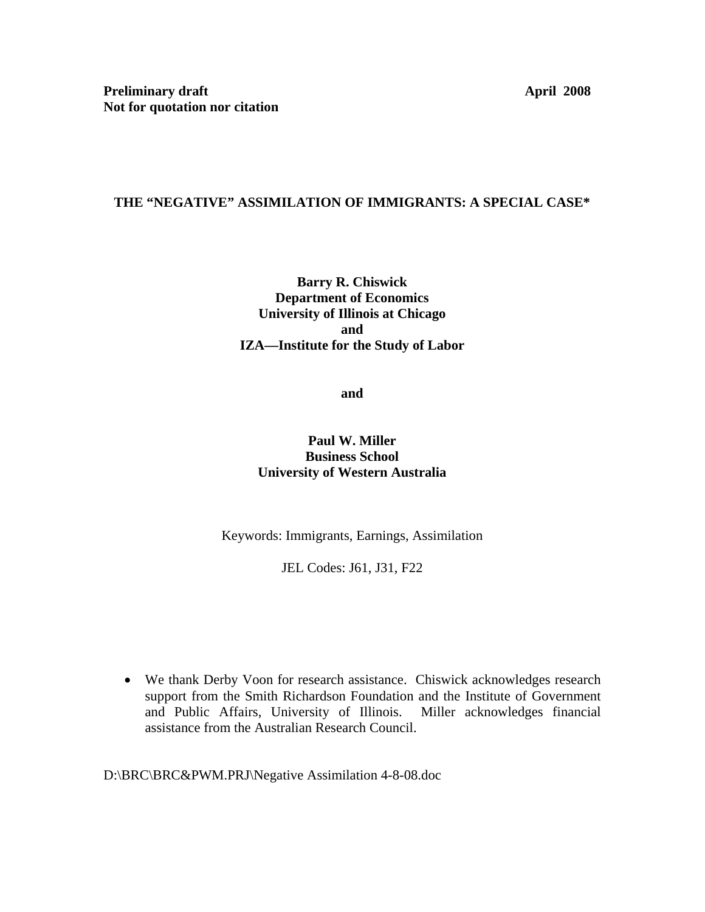**Preliminary draft** **April 2008**
**Not for quotation nor citation**

# THE "NEGATIVE" ASSIMILATION OF IMMIGRANTS: A SPECIAL CASE*

**Barry R. Chiswick**
**Department of Economics**
**University of Illinois at Chicago**
**and**
**IZA—Institute for the Study of Labor**

**and**

**Paul W. Miller**
**Business School**
**University of Western Australia**

Keywords: Immigrants, Earnings, Assimilation

JEL Codes: J61, J31, F22

- We thank Derby Voon for research assistance. Chiswick acknowledges research support from the Smith Richardson Foundation and the Institute of Government and Public Affairs, University of Illinois. Miller acknowledges financial assistance from the Australian Research Council.

D:\BRC\BRC&PWM.PRJ\Negative Assimilation 4-8-08.doc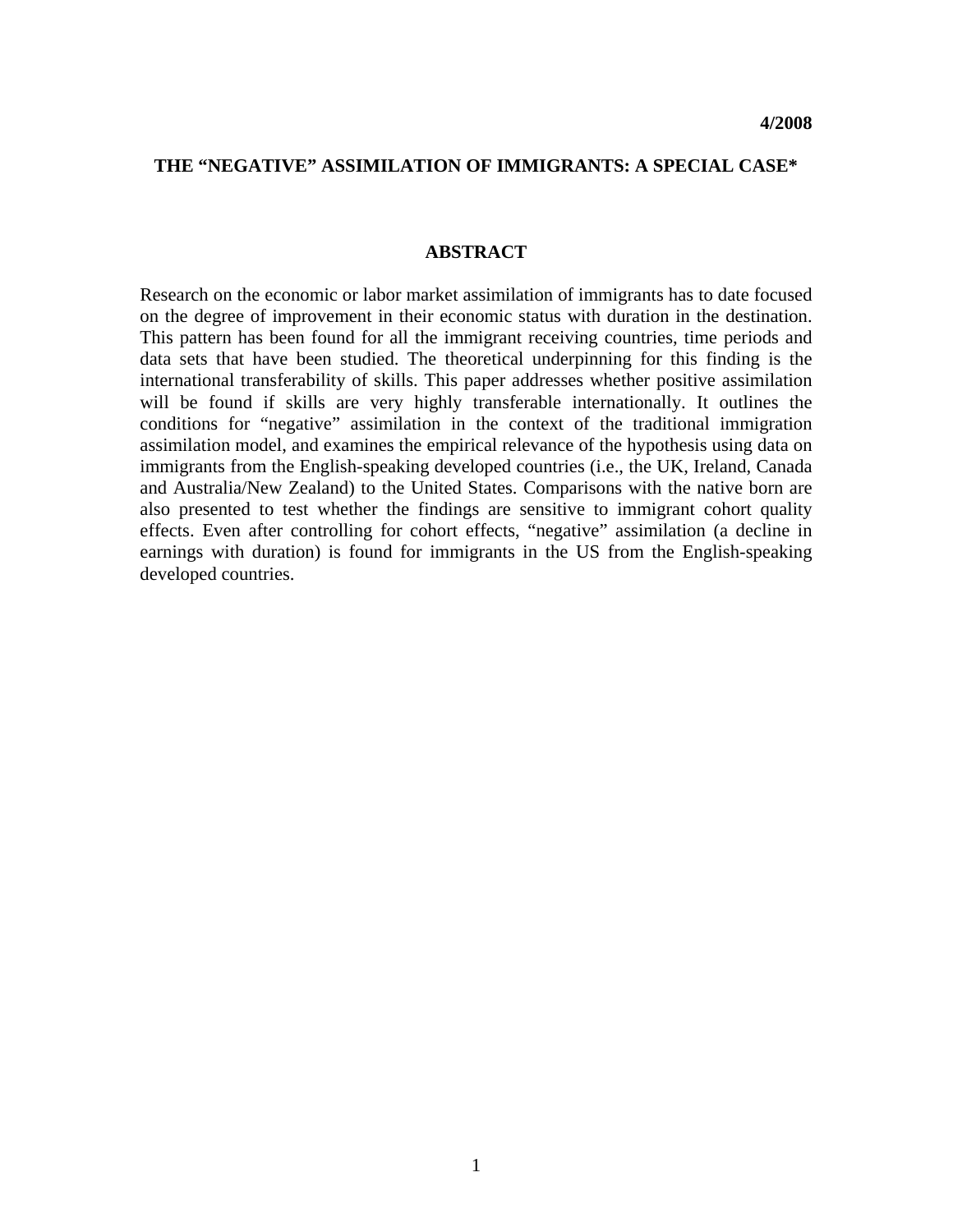4/2008

# THE "NEGATIVE" ASSIMILATION OF IMMIGRANTS: A SPECIAL CASE*

## ABSTRACT

Research on the economic or labor market assimilation of immigrants has to date focused on the degree of improvement in their economic status with duration in the destination. This pattern has been found for all the immigrant receiving countries, time periods and data sets that have been studied. The theoretical underpinning for this finding is the international transferability of skills. This paper addresses whether positive assimilation will be found if skills are very highly transferable internationally. It outlines the conditions for "negative" assimilation in the context of the traditional immigration assimilation model, and examines the empirical relevance of the hypothesis using data on immigrants from the English-speaking developed countries (i.e., the UK, Ireland, Canada and Australia/New Zealand) to the United States. Comparisons with the native born are also presented to test whether the findings are sensitive to immigrant cohort quality effects. Even after controlling for cohort effects, "negative" assimilation (a decline in earnings with duration) is found for immigrants in the US from the English-speaking developed countries.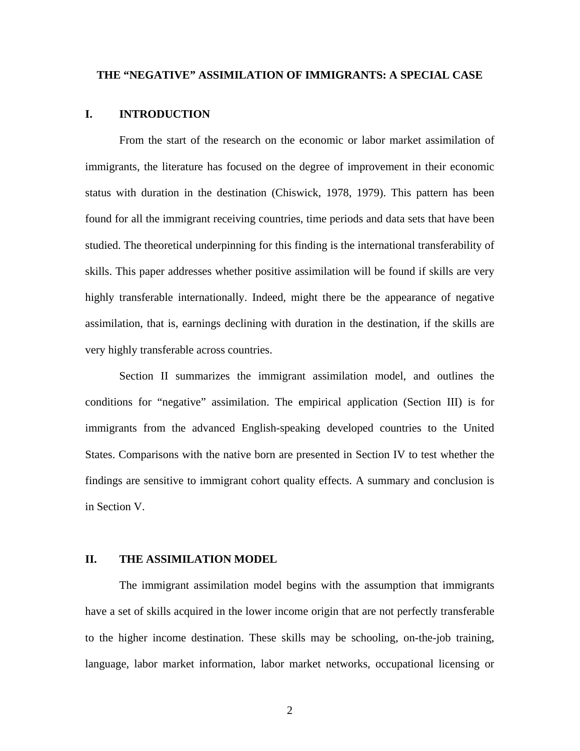# THE "NEGATIVE" ASSIMILATION OF IMMIGRANTS: A SPECIAL CASE

## I. INTRODUCTION

From the start of the research on the economic or labor market assimilation of immigrants, the literature has focused on the degree of improvement in their economic status with duration in the destination (Chiswick, 1978, 1979). This pattern has been found for all the immigrant receiving countries, time periods and data sets that have been studied. The theoretical underpinning for this finding is the international transferability of skills. This paper addresses whether positive assimilation will be found if skills are very highly transferable internationally. Indeed, might there be the appearance of negative assimilation, that is, earnings declining with duration in the destination, if the skills are very highly transferable across countries.

Section II summarizes the immigrant assimilation model, and outlines the conditions for "negative" assimilation. The empirical application (Section III) is for immigrants from the advanced English-speaking developed countries to the United States. Comparisons with the native born are presented in Section IV to test whether the findings are sensitive to immigrant cohort quality effects. A summary and conclusion is in Section V.

## II. THE ASSIMILATION MODEL

The immigrant assimilation model begins with the assumption that immigrants have a set of skills acquired in the lower income origin that are not perfectly transferable to the higher income destination. These skills may be schooling, on-the-job training, language, labor market information, labor market networks, occupational licensing or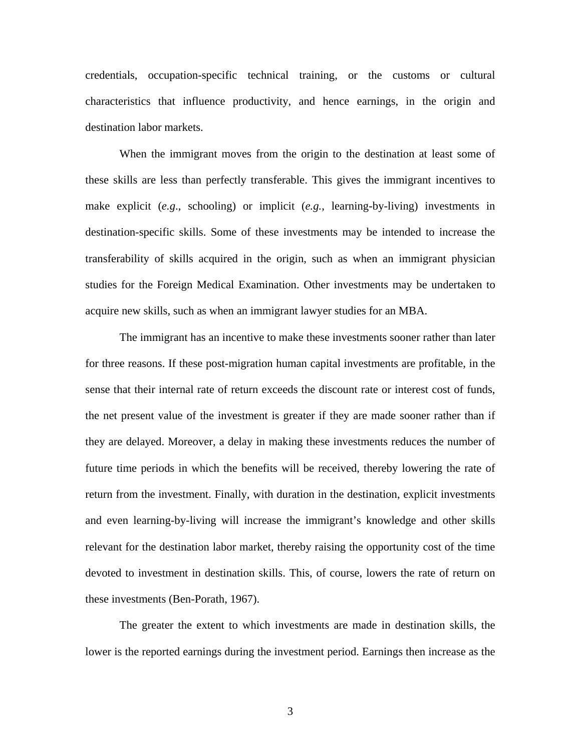credentials, occupation-specific technical training, or the customs or cultural characteristics that influence productivity, and hence earnings, in the origin and destination labor markets.

When the immigrant moves from the origin to the destination at least some of these skills are less than perfectly transferable. This gives the immigrant incentives to make explicit (*e.g*., schooling) or implicit (*e.g.*, learning-by-living) investments in destination-specific skills. Some of these investments may be intended to increase the transferability of skills acquired in the origin, such as when an immigrant physician studies for the Foreign Medical Examination. Other investments may be undertaken to acquire new skills, such as when an immigrant lawyer studies for an MBA.

The immigrant has an incentive to make these investments sooner rather than later for three reasons. If these post-migration human capital investments are profitable, in the sense that their internal rate of return exceeds the discount rate or interest cost of funds, the net present value of the investment is greater if they are made sooner rather than if they are delayed. Moreover, a delay in making these investments reduces the number of future time periods in which the benefits will be received, thereby lowering the rate of return from the investment. Finally, with duration in the destination, explicit investments and even learning-by-living will increase the immigrant's knowledge and other skills relevant for the destination labor market, thereby raising the opportunity cost of the time devoted to investment in destination skills. This, of course, lowers the rate of return on these investments (Ben-Porath, 1967).

The greater the extent to which investments are made in destination skills, the lower is the reported earnings during the investment period. Earnings then increase as the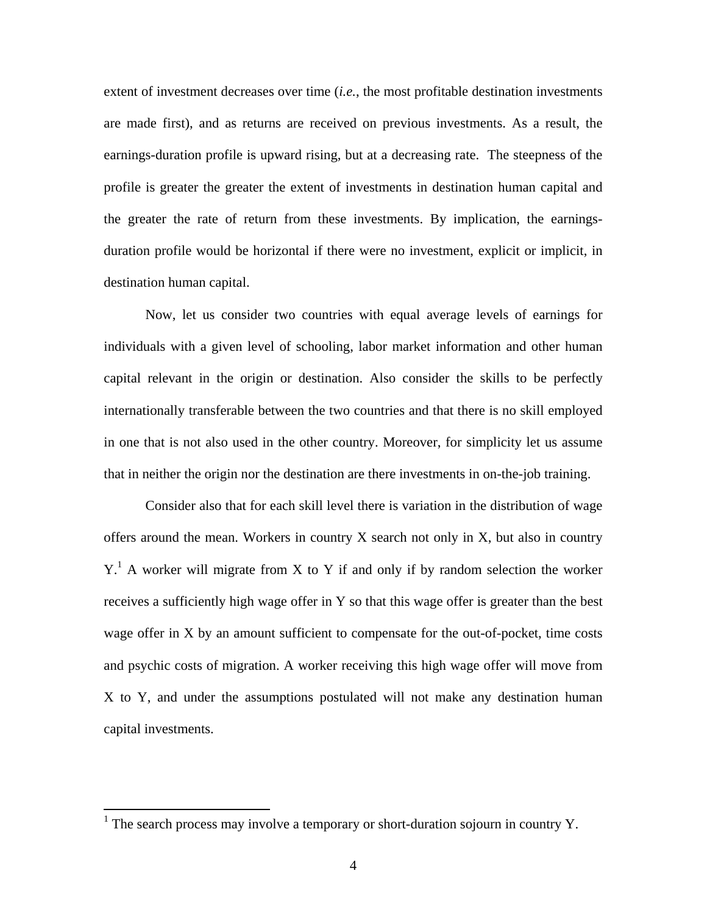extent of investment decreases over time (*i.e.*, the most profitable destination investments are made first), and as returns are received on previous investments. As a result, the earnings-duration profile is upward rising, but at a decreasing rate. The steepness of the profile is greater the greater the extent of investments in destination human capital and the greater the rate of return from these investments. By implication, the earnings-duration profile would be horizontal if there were no investment, explicit or implicit, in destination human capital.

Now, let us consider two countries with equal average levels of earnings for individuals with a given level of schooling, labor market information and other human capital relevant in the origin or destination. Also consider the skills to be perfectly internationally transferable between the two countries and that there is no skill employed in one that is not also used in the other country. Moreover, for simplicity let us assume that in neither the origin nor the destination are there investments in on-the-job training.

Consider also that for each skill level there is variation in the distribution of wage offers around the mean. Workers in country X search not only in X, but also in country Y.[1] A worker will migrate from X to Y if and only if by random selection the worker receives a sufficiently high wage offer in Y so that this wage offer is greater than the best wage offer in X by an amount sufficient to compensate for the out-of-pocket, time costs and psychic costs of migration. A worker receiving this high wage offer will move from X to Y, and under the assumptions postulated will not make any destination human capital investments.

[1] The search process may involve a temporary or short-duration sojourn in country Y.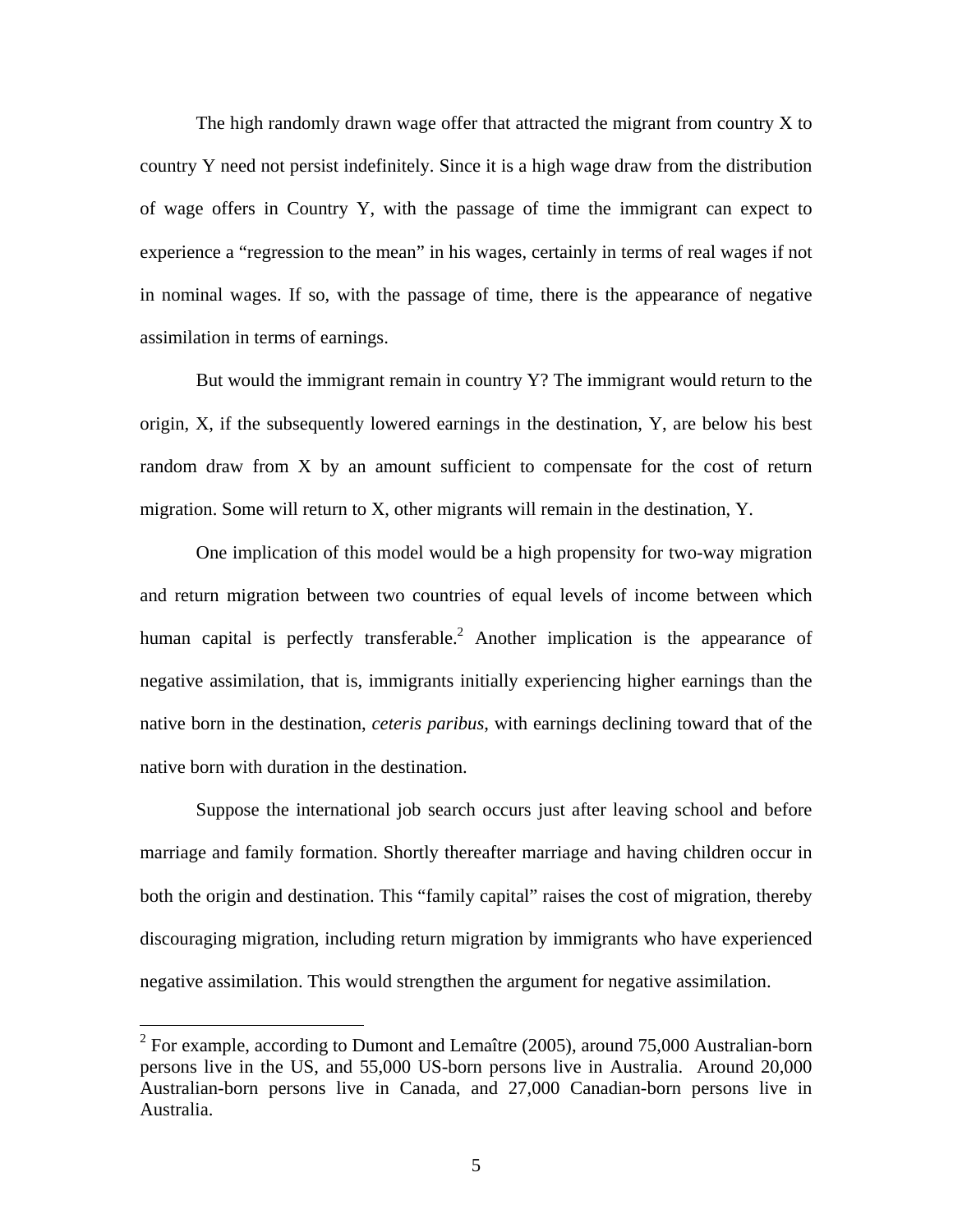The high randomly drawn wage offer that attracted the migrant from country X to country Y need not persist indefinitely. Since it is a high wage draw from the distribution of wage offers in Country Y, with the passage of time the immigrant can expect to experience a "regression to the mean" in his wages, certainly in terms of real wages if not in nominal wages. If so, with the passage of time, there is the appearance of negative assimilation in terms of earnings.

But would the immigrant remain in country Y? The immigrant would return to the origin, X, if the subsequently lowered earnings in the destination, Y, are below his best random draw from X by an amount sufficient to compensate for the cost of return migration. Some will return to X, other migrants will remain in the destination, Y.

One implication of this model would be a high propensity for two-way migration and return migration between two countries of equal levels of income between which human capital is perfectly transferable.[2] Another implication is the appearance of negative assimilation, that is, immigrants initially experiencing higher earnings than the native born in the destination, *ceteris paribus*, with earnings declining toward that of the native born with duration in the destination.

Suppose the international job search occurs just after leaving school and before marriage and family formation. Shortly thereafter marriage and having children occur in both the origin and destination. This "family capital" raises the cost of migration, thereby discouraging migration, including return migration by immigrants who have experienced negative assimilation. This would strengthen the argument for negative assimilation.

---

[2] For example, according to Dumont and Lemaître (2005), around 75,000 Australian-born persons live in the US, and 55,000 US-born persons live in Australia. Around 20,000 Australian-born persons live in Canada, and 27,000 Canadian-born persons live in Australia.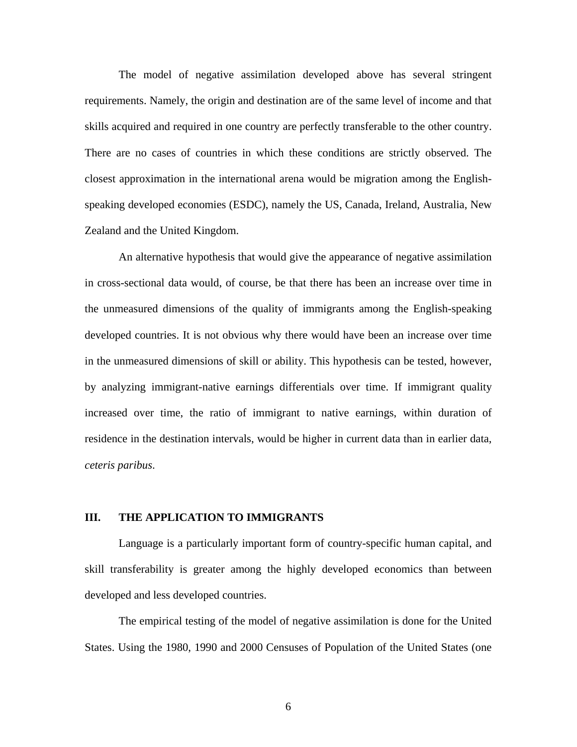The model of negative assimilation developed above has several stringent requirements. Namely, the origin and destination are of the same level of income and that skills acquired and required in one country are perfectly transferable to the other country. There are no cases of countries in which these conditions are strictly observed. The closest approximation in the international arena would be migration among the English-speaking developed economies (ESDC), namely the US, Canada, Ireland, Australia, New Zealand and the United Kingdom.

An alternative hypothesis that would give the appearance of negative assimilation in cross-sectional data would, of course, be that there has been an increase over time in the unmeasured dimensions of the quality of immigrants among the English-speaking developed countries. It is not obvious why there would have been an increase over time in the unmeasured dimensions of skill or ability. This hypothesis can be tested, however, by analyzing immigrant-native earnings differentials over time. If immigrant quality increased over time, the ratio of immigrant to native earnings, within duration of residence in the destination intervals, would be higher in current data than in earlier data, *ceteris paribus*.

## III. THE APPLICATION TO IMMIGRANTS

Language is a particularly important form of country-specific human capital, and skill transferability is greater among the highly developed economics than between developed and less developed countries.

The empirical testing of the model of negative assimilation is done for the United States. Using the 1980, 1990 and 2000 Censuses of Population of the United States (one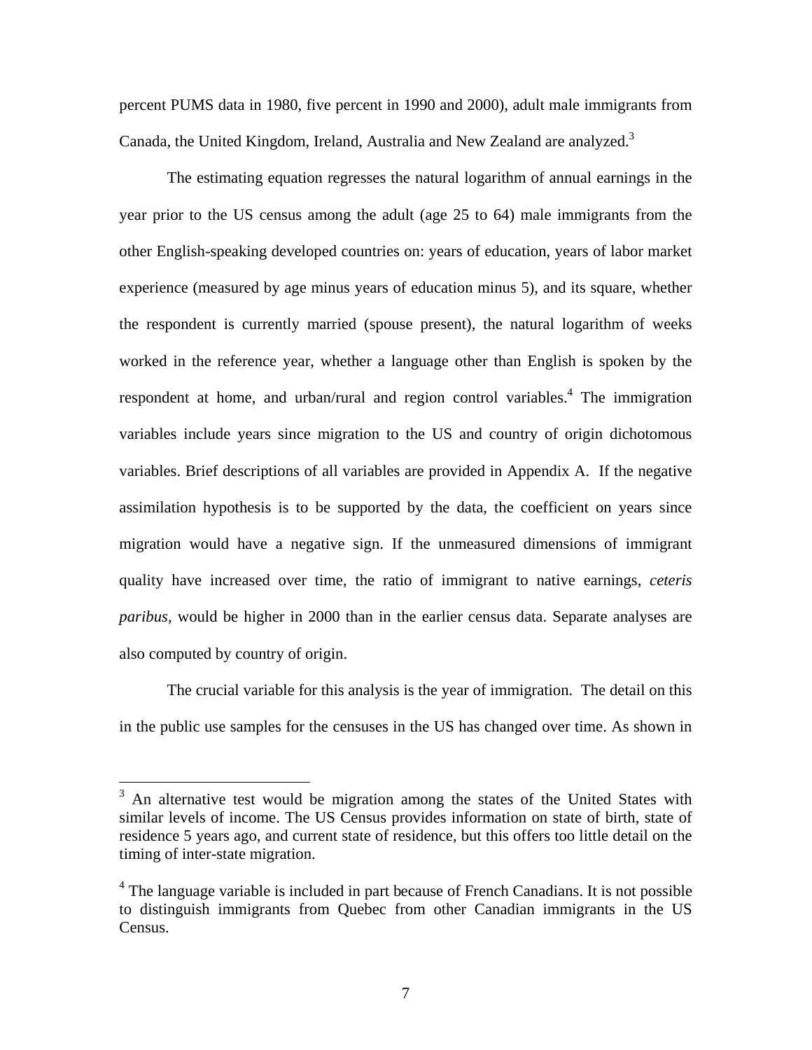percent PUMS data in 1980, five percent in 1990 and 2000), adult male immigrants from Canada, the United Kingdom, Ireland, Australia and New Zealand are analyzed.[3]

The estimating equation regresses the natural logarithm of annual earnings in the year prior to the US census among the adult (age 25 to 64) male immigrants from the other English-speaking developed countries on: years of education, years of labor market experience (measured by age minus years of education minus 5), and its square, whether the respondent is currently married (spouse present), the natural logarithm of weeks worked in the reference year, whether a language other than English is spoken by the respondent at home, and urban/rural and region control variables.[4] The immigration variables include years since migration to the US and country of origin dichotomous variables. Brief descriptions of all variables are provided in Appendix A. If the negative assimilation hypothesis is to be supported by the data, the coefficient on years since migration would have a negative sign. If the unmeasured dimensions of immigrant quality have increased over time, the ratio of immigrant to native earnings, *ceteris paribus*, would be higher in 2000 than in the earlier census data. Separate analyses are also computed by country of origin.

The crucial variable for this analysis is the year of immigration. The detail on this in the public use samples for the censuses in the US has changed over time. As shown in

---

[3] An alternative test would be migration among the states of the United States with similar levels of income. The US Census provides information on state of birth, state of residence 5 years ago, and current state of residence, but this offers too little detail on the timing of inter-state migration.

[4] The language variable is included in part because of French Canadians. It is not possible to distinguish immigrants from Quebec from other Canadian immigrants in the US Census.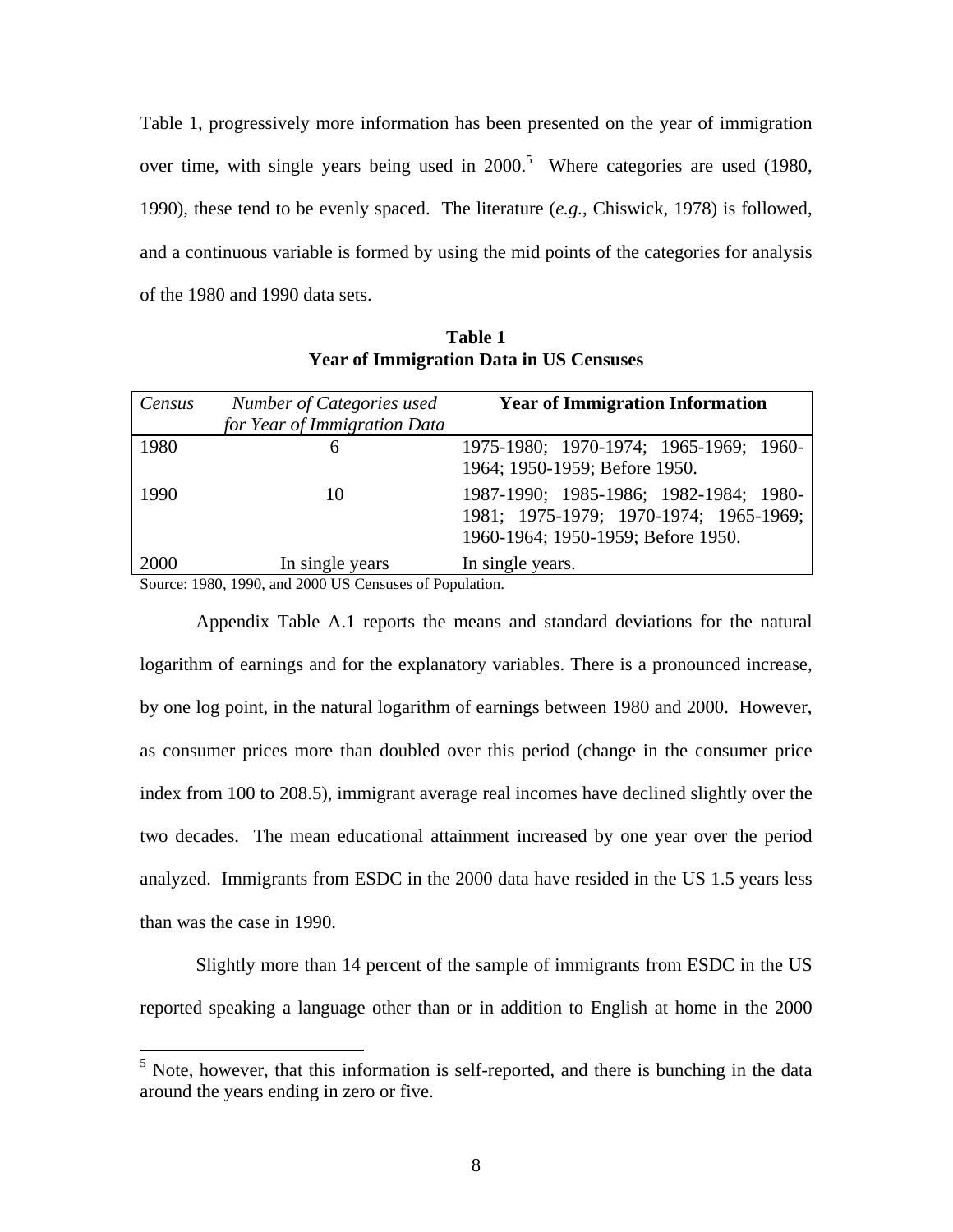Table 1, progressively more information has been presented on the year of immigration over time, with single years being used in 2000.[5] Where categories are used (1980, 1990), these tend to be evenly spaced. The literature (*e.g.*, Chiswick, 1978) is followed, and a continuous variable is formed by using the mid points of the categories for analysis of the 1980 and 1990 data sets.

**Table 1**
**Year of Immigration Data in US Censuses**

| *Census* | *Number of Categories used for Year of Immigration Data* | **Year of Immigration Information** |
|---|---|---|
| 1980 | 6 | 1975-1980; 1970-1974; 1965-1969; 1960-1964; 1950-1959; Before 1950. |
| 1990 | 10 | 1987-1990; 1985-1986; 1982-1984; 1980-1981; 1975-1979; 1970-1974; 1965-1969; 1960-1964; 1950-1959; Before 1950. |
| 2000 | In single years | In single years. |

Source: 1980, 1990, and 2000 US Censuses of Population.

Appendix Table A.1 reports the means and standard deviations for the natural logarithm of earnings and for the explanatory variables. There is a pronounced increase, by one log point, in the natural logarithm of earnings between 1980 and 2000. However, as consumer prices more than doubled over this period (change in the consumer price index from 100 to 208.5), immigrant average real incomes have declined slightly over the two decades. The mean educational attainment increased by one year over the period analyzed. Immigrants from ESDC in the 2000 data have resided in the US 1.5 years less than was the case in 1990.

Slightly more than 14 percent of the sample of immigrants from ESDC in the US reported speaking a language other than or in addition to English at home in the 2000

[5] Note, however, that this information is self-reported, and there is bunching in the data around the years ending in zero or five.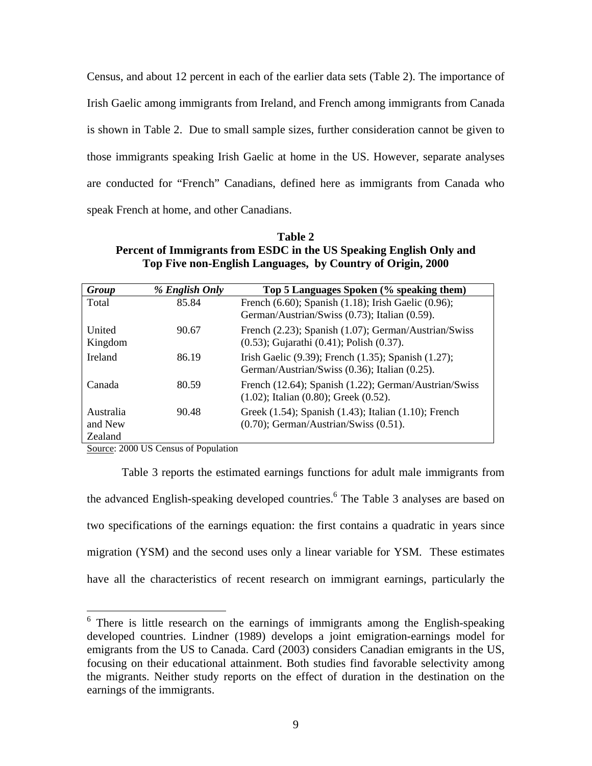Census, and about 12 percent in each of the earlier data sets (Table 2). The importance of Irish Gaelic among immigrants from Ireland, and French among immigrants from Canada is shown in Table 2. Due to small sample sizes, further consideration cannot be given to those immigrants speaking Irish Gaelic at home in the US. However, separate analyses are conducted for "French" Canadians, defined here as immigrants from Canada who speak French at home, and other Canadians.

**Table 2**
**Percent of Immigrants from ESDC in the US Speaking English Only and Top Five non-English Languages, by Country of Origin, 2000**

| *Group* | *% English Only* | Top 5 Languages Spoken (% speaking them) |
|---|---|---|
| Total | 85.84 | French (6.60); Spanish (1.18); Irish Gaelic (0.96); German/Austrian/Swiss (0.73); Italian (0.59). |
| United Kingdom | 90.67 | French (2.23); Spanish (1.07); German/Austrian/Swiss (0.53); Gujarathi (0.41); Polish (0.37). |
| Ireland | 86.19 | Irish Gaelic (9.39); French (1.35); Spanish (1.27); German/Austrian/Swiss (0.36); Italian (0.25). |
| Canada | 80.59 | French (12.64); Spanish (1.22); German/Austrian/Swiss (1.02); Italian (0.80); Greek (0.52). |
| Australia and New Zealand | 90.48 | Greek (1.54); Spanish (1.43); Italian (1.10); French (0.70); German/Austrian/Swiss (0.51). |

Source: 2000 US Census of Population

Table 3 reports the estimated earnings functions for adult male immigrants from the advanced English-speaking developed countries.[6] The Table 3 analyses are based on two specifications of the earnings equation: the first contains a quadratic in years since migration (YSM) and the second uses only a linear variable for YSM. These estimates have all the characteristics of recent research on immigrant earnings, particularly the

[6] There is little research on the earnings of immigrants among the English-speaking developed countries. Lindner (1989) develops a joint emigration-earnings model for emigrants from the US to Canada. Card (2003) considers Canadian emigrants in the US, focusing on their educational attainment. Both studies find favorable selectivity among the migrants. Neither study reports on the effect of duration in the destination on the earnings of the immigrants.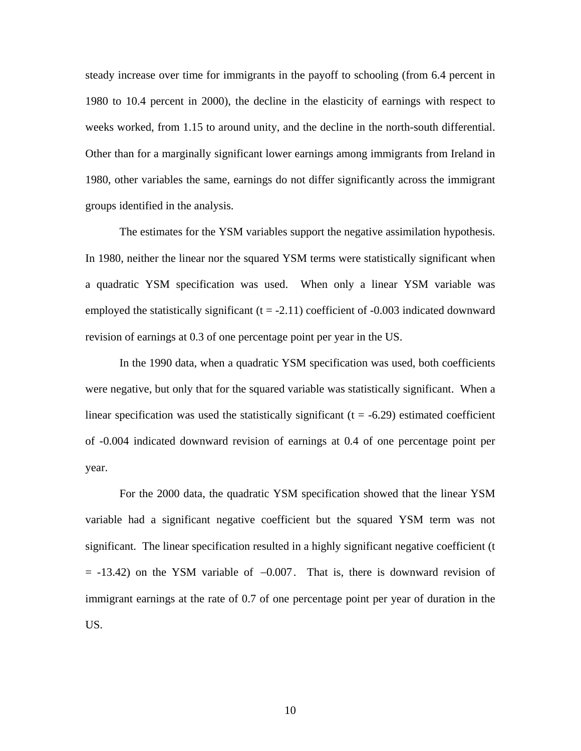steady increase over time for immigrants in the payoff to schooling (from 6.4 percent in 1980 to 10.4 percent in 2000), the decline in the elasticity of earnings with respect to weeks worked, from 1.15 to around unity, and the decline in the north-south differential. Other than for a marginally significant lower earnings among immigrants from Ireland in 1980, other variables the same, earnings do not differ significantly across the immigrant groups identified in the analysis.

The estimates for the YSM variables support the negative assimilation hypothesis. In 1980, neither the linear nor the squared YSM terms were statistically significant when a quadratic YSM specification was used. When only a linear YSM variable was employed the statistically significant ($t = -2.11$) coefficient of -0.003 indicated downward revision of earnings at 0.3 of one percentage point per year in the US.

In the 1990 data, when a quadratic YSM specification was used, both coefficients were negative, but only that for the squared variable was statistically significant. When a linear specification was used the statistically significant ($t = -6.29$) estimated coefficient of -0.004 indicated downward revision of earnings at 0.4 of one percentage point per year.

For the 2000 data, the quadratic YSM specification showed that the linear YSM variable had a significant negative coefficient but the squared YSM term was not significant. The linear specification resulted in a highly significant negative coefficient ($t = -13.42$) on the YSM variable of $-0.007$. That is, there is downward revision of immigrant earnings at the rate of 0.7 of one percentage point per year of duration in the US.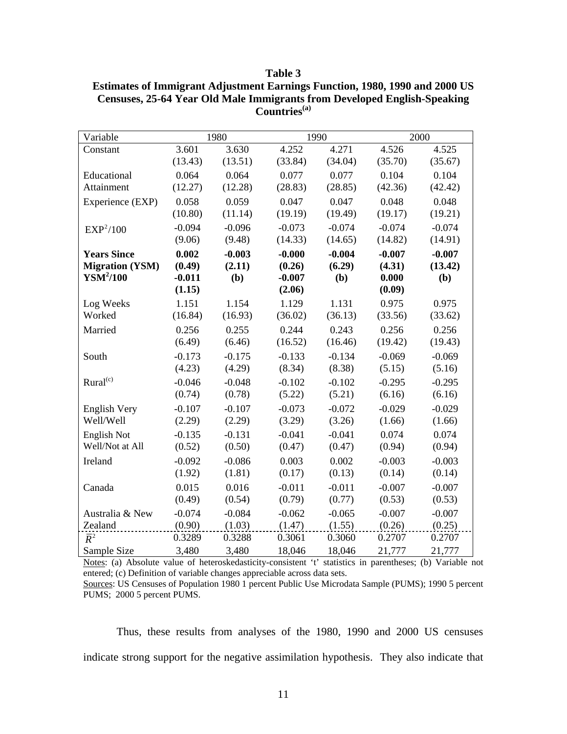**Table 3**
**Estimates of Immigrant Adjustment Earnings Function, 1980, 1990 and 2000 US Censuses, 25-64 Year Old Male Immigrants from Developed English-Speaking Countries[(a)]**

| Variable | 1980 | | 1990 | | 2000 | |
|---|---|---|---|---|---|---|
| Constant | 3.601 (13.43) | 3.630 (13.51) | 4.252 (33.84) | 4.271 (34.04) | 4.526 (35.70) | 4.525 (35.67) |
| Educational Attainment | 0.064 (12.27) | 0.064 (12.28) | 0.077 (28.83) | 0.077 (28.85) | 0.104 (42.36) | 0.104 (42.42) |
| Experience (EXP) | 0.058 (10.80) | 0.059 (11.14) | 0.047 (19.19) | 0.047 (19.49) | 0.048 (19.17) | 0.048 (19.21) |
| $EXP^2/100$ | -0.094 (9.06) | -0.096 (9.48) | -0.073 (14.33) | -0.074 (14.65) | -0.074 (14.82) | -0.074 (14.91) |
| **Years Since Migration (YSM)** | **0.002 (0.49)** | **-0.003 (2.11)** | **-0.000 (0.26)** | **-0.004 (6.29)** | **-0.007 (4.31)** | **-0.007 (13.42)** |
| **$YSM^2/100$** | **-0.011 (1.15)** | **(b)** | **-0.007 (2.06)** | **(b)** | **0.000 (0.09)** | **(b)** |
| Log Weeks Worked | 1.151 (16.84) | 1.154 (16.93) | 1.129 (36.02) | 1.131 (36.13) | 0.975 (33.56) | 0.975 (33.62) |
| Married | 0.256 (6.49) | 0.255 (6.46) | 0.244 (16.52) | 0.243 (16.46) | 0.256 (19.42) | 0.256 (19.43) |
| South | -0.173 (4.23) | -0.175 (4.29) | -0.133 (8.34) | -0.134 (8.38) | -0.069 (5.15) | -0.069 (5.16) |
| Rural[(c)] | -0.046 (0.74) | -0.048 (0.78) | -0.102 (5.22) | -0.102 (5.21) | -0.295 (6.16) | -0.295 (6.16) |
| English Very Well/Well | -0.107 (2.29) | -0.107 (2.29) | -0.073 (3.29) | -0.072 (3.26) | -0.029 (1.66) | -0.029 (1.66) |
| English Not Well/Not at All | -0.135 (0.52) | -0.131 (0.50) | -0.041 (0.47) | -0.041 (0.47) | 0.074 (0.94) | 0.074 (0.94) |
| Ireland | -0.092 (1.92) | -0.086 (1.81) | 0.003 (0.17) | 0.002 (0.13) | -0.003 (0.14) | -0.003 (0.14) |
| Canada | 0.015 (0.49) | 0.016 (0.54) | -0.011 (0.79) | -0.011 (0.77) | -0.007 (0.53) | -0.007 (0.53) |
| Australia & New Zealand | -0.074 (0.90) | -0.084 (1.03) | -0.062 (1.47) | -0.065 (1.55) | -0.007 (0.26) | -0.007 (0.25) |
| $\bar{R}^2$ | 0.3289 | 0.3288 | 0.3061 | 0.3060 | 0.2707 | 0.2707 |
| Sample Size | 3,480 | 3,480 | 18,046 | 18,046 | 21,777 | 21,777 |

Notes: (a) Absolute value of heteroskedasticity-consistent 't' statistics in parentheses; (b) Variable not entered; (c) Definition of variable changes appreciable across data sets.
Sources: US Censuses of Population 1980 1 percent Public Use Microdata Sample (PUMS); 1990 5 percent PUMS; 2000 5 percent PUMS.

Thus, these results from analyses of the 1980, 1990 and 2000 US censuses indicate strong support for the negative assimilation hypothesis. They also indicate that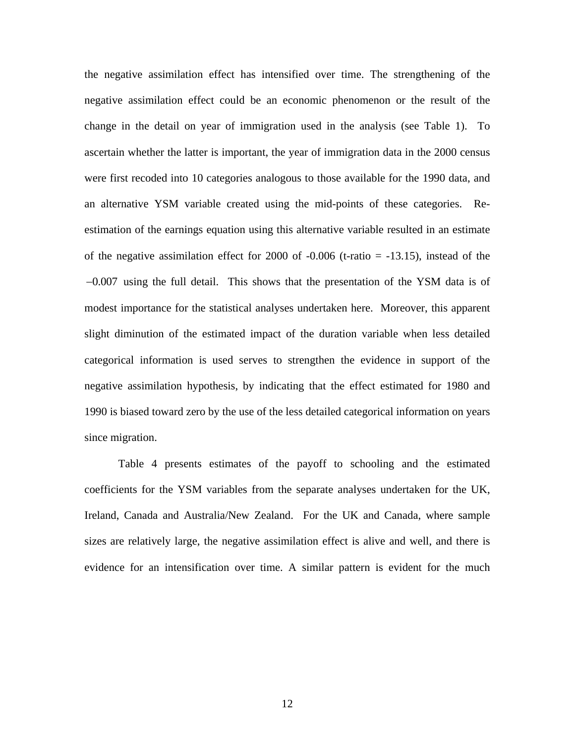the negative assimilation effect has intensified over time. The strengthening of the negative assimilation effect could be an economic phenomenon or the result of the change in the detail on year of immigration used in the analysis (see Table 1). To ascertain whether the latter is important, the year of immigration data in the 2000 census were first recoded into 10 categories analogous to those available for the 1990 data, and an alternative YSM variable created using the mid-points of these categories. Re-estimation of the earnings equation using this alternative variable resulted in an estimate of the negative assimilation effect for 2000 of -0.006 (t-ratio = -13.15), instead of the $-0.007$ using the full detail. This shows that the presentation of the YSM data is of modest importance for the statistical analyses undertaken here. Moreover, this apparent slight diminution of the estimated impact of the duration variable when less detailed categorical information is used serves to strengthen the evidence in support of the negative assimilation hypothesis, by indicating that the effect estimated for 1980 and 1990 is biased toward zero by the use of the less detailed categorical information on years since migration.

Table 4 presents estimates of the payoff to schooling and the estimated coefficients for the YSM variables from the separate analyses undertaken for the UK, Ireland, Canada and Australia/New Zealand. For the UK and Canada, where sample sizes are relatively large, the negative assimilation effect is alive and well, and there is evidence for an intensification over time. A similar pattern is evident for the much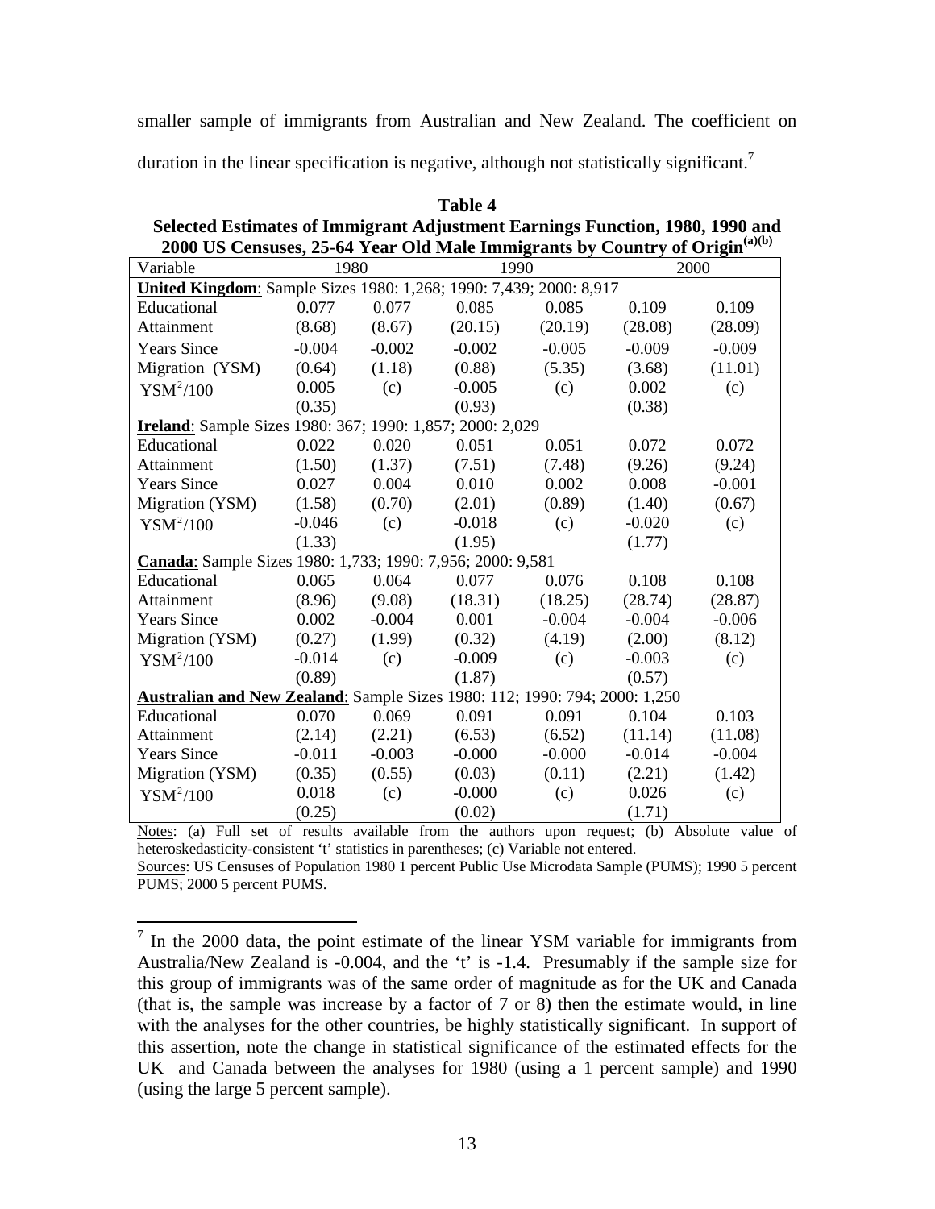smaller sample of immigrants from Australian and New Zealand. The coefficient on duration in the linear specification is negative, although not statistically significant.[7]

**Table 4**

**Selected Estimates of Immigrant Adjustment Earnings Function, 1980, 1990 and 2000 US Censuses, 25-64 Year Old Male Immigrants by Country of Origin[(a)(b)]**

| Variable | 1980 | | 1990 | | 2000 | |
|---|---|---|---|---|---|---|
| **United Kingdom**: Sample Sizes 1980: 1,268; 1990: 7,439; 2000: 8,917 | | | | | | |
| Educational | 0.077 | 0.077 | 0.085 | 0.085 | 0.109 | 0.109 |
| Attainment | (8.68) | (8.67) | (20.15) | (20.19) | (28.08) | (28.09) |
| Years Since | -0.004 | -0.002 | -0.002 | -0.005 | -0.009 | -0.009 |
| Migration (YSM) | (0.64) | (1.18) | (0.88) | (5.35) | (3.68) | (11.01) |
| $YSM^2/100$ | 0.005 | (c) | -0.005 | (c) | 0.002 | (c) |
| | (0.35) | | (0.93) | | (0.38) | |
| **Ireland**: Sample Sizes 1980: 367; 1990: 1,857; 2000: 2,029 | | | | | | |
| Educational | 0.022 | 0.020 | 0.051 | 0.051 | 0.072 | 0.072 |
| Attainment | (1.50) | (1.37) | (7.51) | (7.48) | (9.26) | (9.24) |
| Years Since | 0.027 | 0.004 | 0.010 | 0.002 | 0.008 | -0.001 |
| Migration (YSM) | (1.58) | (0.70) | (2.01) | (0.89) | (1.40) | (0.67) |
| $YSM^2/100$ | -0.046 | (c) | -0.018 | (c) | -0.020 | (c) |
| | (1.33) | | (1.95) | | (1.77) | |
| **Canada**: Sample Sizes 1980: 1,733; 1990: 7,956; 2000: 9,581 | | | | | | |
| Educational | 0.065 | 0.064 | 0.077 | 0.076 | 0.108 | 0.108 |
| Attainment | (8.96) | (9.08) | (18.31) | (18.25) | (28.74) | (28.87) |
| Years Since | 0.002 | -0.004 | 0.001 | -0.004 | -0.004 | -0.006 |
| Migration (YSM) | (0.27) | (1.99) | (0.32) | (4.19) | (2.00) | (8.12) |
| $YSM^2/100$ | -0.014 | (c) | -0.009 | (c) | -0.003 | (c) |
| | (0.89) | | (1.87) | | (0.57) | |
| **Australian and New Zealand**: Sample Sizes 1980: 112; 1990: 794; 2000: 1,250 | | | | | | |
| Educational | 0.070 | 0.069 | 0.091 | 0.091 | 0.104 | 0.103 |
| Attainment | (2.14) | (2.21) | (6.53) | (6.52) | (11.14) | (11.08) |
| Years Since | -0.011 | -0.003 | -0.000 | -0.000 | -0.014 | -0.004 |
| Migration (YSM) | (0.35) | (0.55) | (0.03) | (0.11) | (2.21) | (1.42) |
| $YSM^2/100$ | 0.018 | (c) | -0.000 | (c) | 0.026 | (c) |
| | (0.25) | | (0.02) | | (1.71) | |

Notes: (a) Full set of results available from the authors upon request; (b) Absolute value of heteroskedasticity-consistent 't' statistics in parentheses; (c) Variable not entered.

Sources: US Censuses of Population 1980 1 percent Public Use Microdata Sample (PUMS); 1990 5 percent PUMS; 2000 5 percent PUMS.

[7] In the 2000 data, the point estimate of the linear YSM variable for immigrants from Australia/New Zealand is -0.004, and the 't' is -1.4. Presumably if the sample size for this group of immigrants was of the same order of magnitude as for the UK and Canada (that is, the sample was increase by a factor of 7 or 8) then the estimate would, in line with the analyses for the other countries, be highly statistically significant. In support of this assertion, note the change in statistical significance of the estimated effects for the UK and Canada between the analyses for 1980 (using a 1 percent sample) and 1990 (using the large 5 percent sample).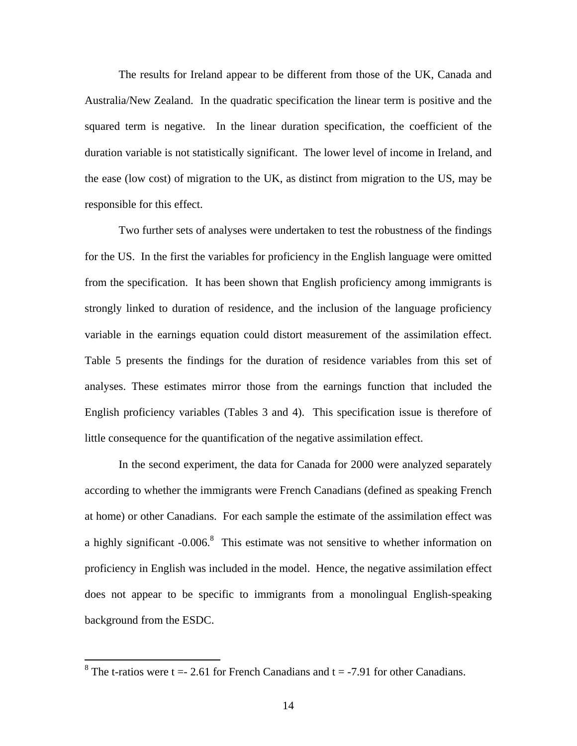The results for Ireland appear to be different from those of the UK, Canada and Australia/New Zealand. In the quadratic specification the linear term is positive and the squared term is negative. In the linear duration specification, the coefficient of the duration variable is not statistically significant. The lower level of income in Ireland, and the ease (low cost) of migration to the UK, as distinct from migration to the US, may be responsible for this effect.

Two further sets of analyses were undertaken to test the robustness of the findings for the US. In the first the variables for proficiency in the English language were omitted from the specification. It has been shown that English proficiency among immigrants is strongly linked to duration of residence, and the inclusion of the language proficiency variable in the earnings equation could distort measurement of the assimilation effect. Table 5 presents the findings for the duration of residence variables from this set of analyses. These estimates mirror those from the earnings function that included the English proficiency variables (Tables 3 and 4). This specification issue is therefore of little consequence for the quantification of the negative assimilation effect.

In the second experiment, the data for Canada for 2000 were analyzed separately according to whether the immigrants were French Canadians (defined as speaking French at home) or other Canadians. For each sample the estimate of the assimilation effect was a highly significant -0.006.[8] This estimate was not sensitive to whether information on proficiency in English was included in the model. Hence, the negative assimilation effect does not appear to be specific to immigrants from a monolingual English-speaking background from the ESDC.

---

[8] The t-ratios were t =- 2.61 for French Canadians and t = -7.91 for other Canadians.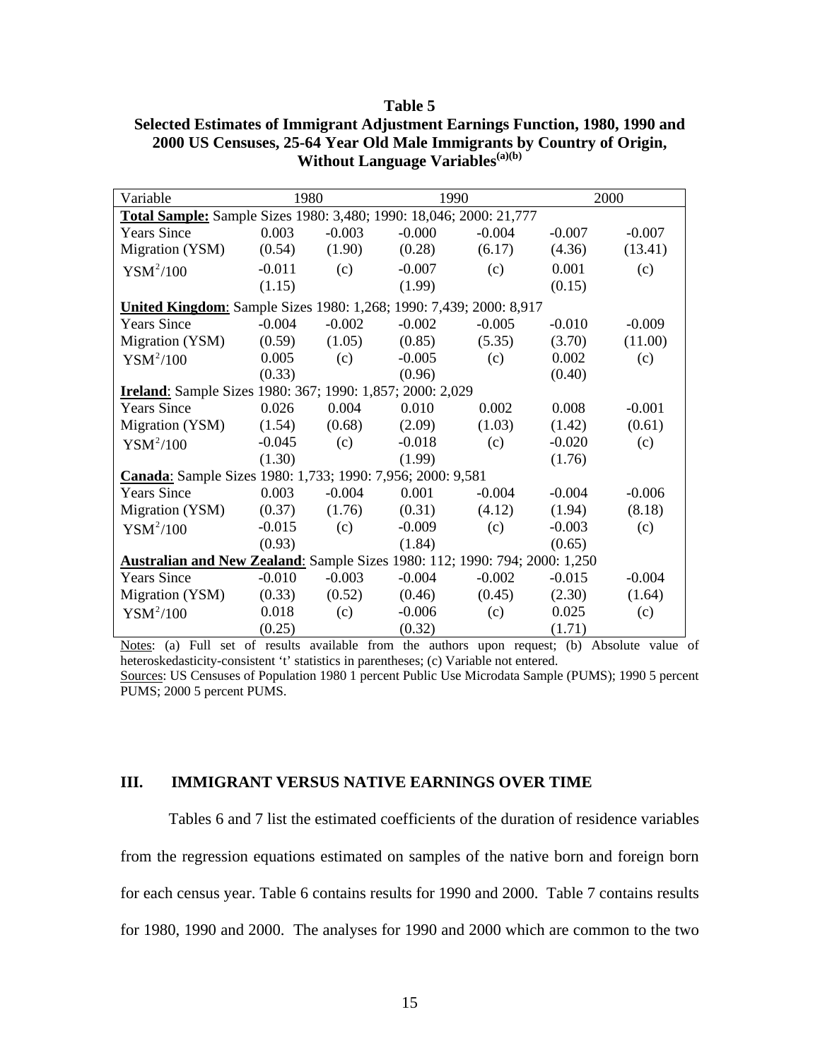**Table 5**
**Selected Estimates of Immigrant Adjustment Earnings Function, 1980, 1990 and 2000 US Censuses, 25-64 Year Old Male Immigrants by Country of Origin, Without Language Variables[(a)(b)]**

| Variable | 1980 | | 1990 | | 2000 | |
|---|---|---|---|---|---|---|
| **Total Sample:** Sample Sizes 1980: 3,480; 1990: 18,046; 2000: 21,777 | | | | | | |
| Years Since Migration (YSM) | 0.003 (0.54) | -0.003 (1.90) | -0.000 (0.28) | -0.004 (6.17) | -0.007 (4.36) | -0.007 (13.41) |
| $YSM^2/100$ | -0.011 (1.15) | (c) | -0.007 (1.99) | (c) | 0.001 (0.15) | (c) |
| **United Kingdom**: Sample Sizes 1980: 1,268; 1990: 7,439; 2000: 8,917 | | | | | | |
| Years Since Migration (YSM) | -0.004 (0.59) | -0.002 (1.05) | -0.002 (0.85) | -0.005 (5.35) | -0.010 (3.70) | -0.009 (11.00) |
| $YSM^2/100$ | 0.005 (0.33) | (c) | -0.005 (0.96) | (c) | 0.002 (0.40) | (c) |
| **Ireland**: Sample Sizes 1980: 367; 1990: 1,857; 2000: 2,029 | | | | | | |
| Years Since Migration (YSM) | 0.026 (1.54) | 0.004 (0.68) | 0.010 (2.09) | 0.002 (1.03) | 0.008 (1.42) | -0.001 (0.61) |
| $YSM^2/100$ | -0.045 (1.30) | (c) | -0.018 (1.99) | (c) | -0.020 (1.76) | (c) |
| **Canada**: Sample Sizes 1980: 1,733; 1990: 7,956; 2000: 9,581 | | | | | | |
| Years Since Migration (YSM) | 0.003 (0.37) | -0.004 (1.76) | 0.001 (0.31) | -0.004 (4.12) | -0.004 (1.94) | -0.006 (8.18) |
| $YSM^2/100$ | -0.015 (0.93) | (c) | -0.009 (1.84) | (c) | -0.003 (0.65) | (c) |
| **Australian and New Zealand**: Sample Sizes 1980: 112; 1990: 794; 2000: 1,250 | | | | | | |
| Years Since Migration (YSM) | -0.010 (0.33) | -0.003 (0.52) | -0.004 (0.46) | -0.002 (0.45) | -0.015 (2.30) | -0.004 (1.64) |
| $YSM^2/100$ | 0.018 (0.25) | (c) | -0.006 (0.32) | (c) | 0.025 (1.71) | (c) |

Notes: (a) Full set of results available from the authors upon request; (b) Absolute value of heteroskedasticity-consistent 't' statistics in parentheses; (c) Variable not entered.
Sources: US Censuses of Population 1980 1 percent Public Use Microdata Sample (PUMS); 1990 5 percent PUMS; 2000 5 percent PUMS.

## III. IMMIGRANT VERSUS NATIVE EARNINGS OVER TIME

Tables 6 and 7 list the estimated coefficients of the duration of residence variables from the regression equations estimated on samples of the native born and foreign born for each census year. Table 6 contains results for 1990 and 2000. Table 7 contains results for 1980, 1990 and 2000. The analyses for 1990 and 2000 which are common to the two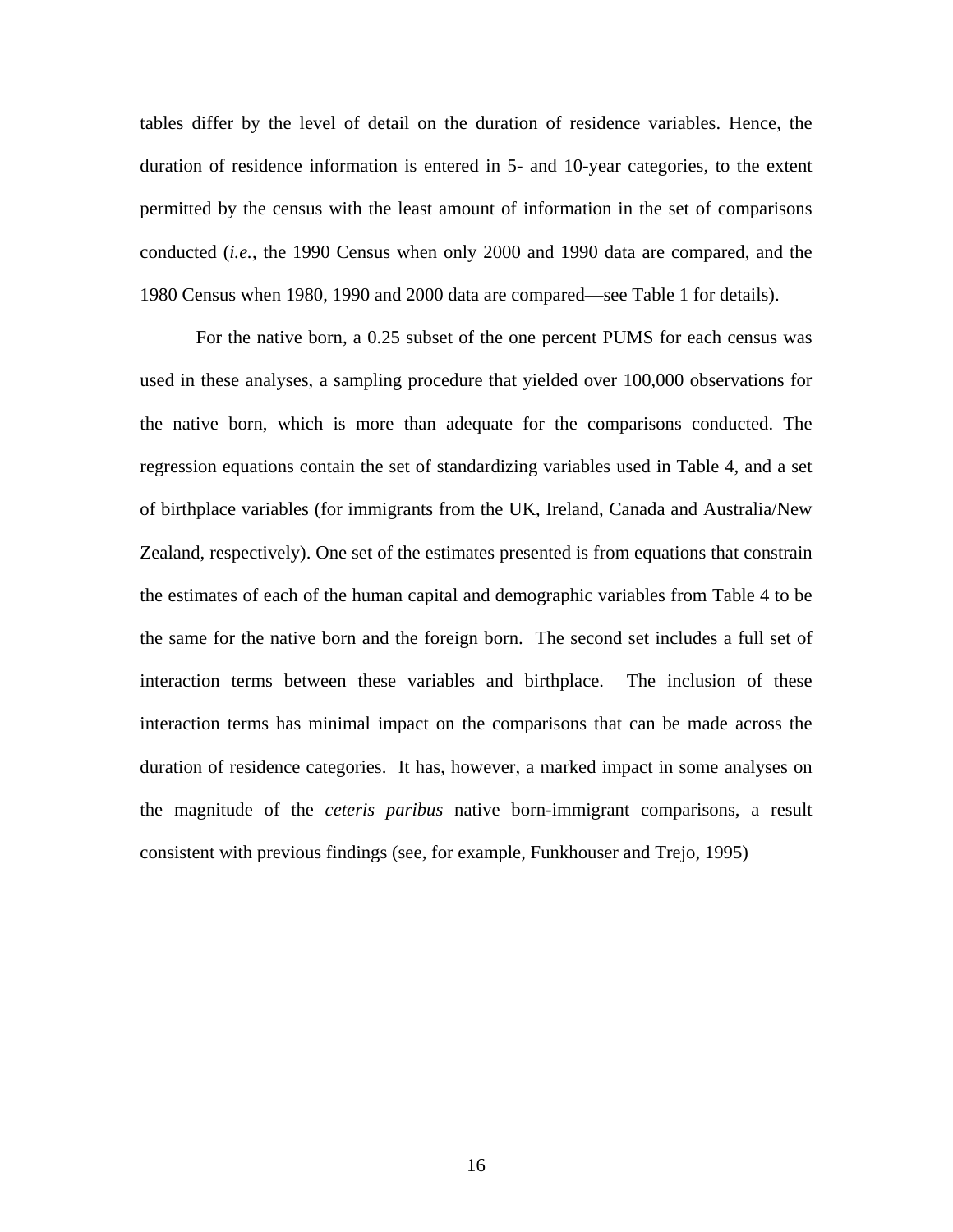tables differ by the level of detail on the duration of residence variables. Hence, the duration of residence information is entered in 5- and 10-year categories, to the extent permitted by the census with the least amount of information in the set of comparisons conducted (*i.e.*, the 1990 Census when only 2000 and 1990 data are compared, and the 1980 Census when 1980, 1990 and 2000 data are compared—see Table 1 for details).

For the native born, a 0.25 subset of the one percent PUMS for each census was used in these analyses, a sampling procedure that yielded over 100,000 observations for the native born, which is more than adequate for the comparisons conducted. The regression equations contain the set of standardizing variables used in Table 4, and a set of birthplace variables (for immigrants from the UK, Ireland, Canada and Australia/New Zealand, respectively). One set of the estimates presented is from equations that constrain the estimates of each of the human capital and demographic variables from Table 4 to be the same for the native born and the foreign born. The second set includes a full set of interaction terms between these variables and birthplace. The inclusion of these interaction terms has minimal impact on the comparisons that can be made across the duration of residence categories. It has, however, a marked impact in some analyses on the magnitude of the *ceteris paribus* native born-immigrant comparisons, a result consistent with previous findings (see, for example, Funkhouser and Trejo, 1995)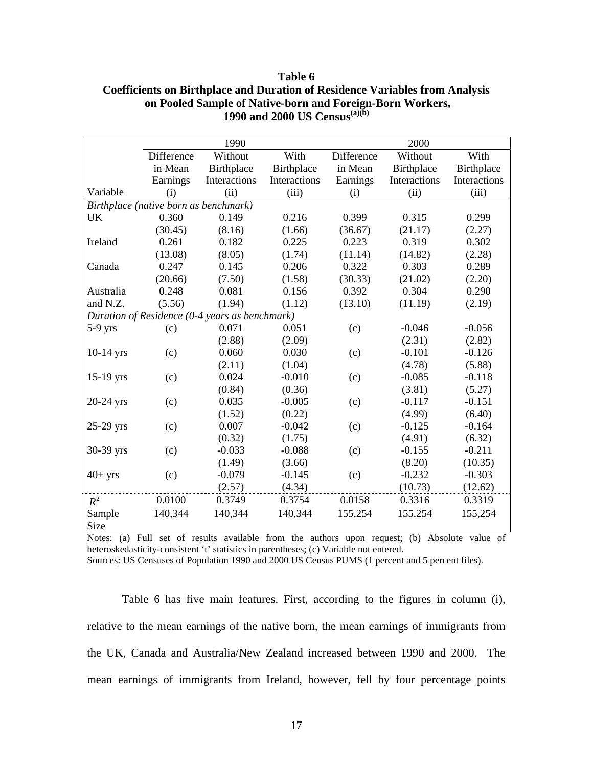**Table 6**
**Coefficients on Birthplace and Duration of Residence Variables from Analysis on Pooled Sample of Native-born and Foreign-Born Workers, 1990 and 2000 US Census[(a)(b)]**

| | 1990 | | | 2000 | | |
|---|---|---|---|---|---|---|
| Variable | Difference in Mean Earnings (i) | Without Birthplace Interactions (ii) | With Birthplace Interactions (iii) | Difference in Mean Earnings (i) | Without Birthplace Interactions (ii) | With Birthplace Interactions (iii) |
| *Birthplace (native born as benchmark)* | | | | | | |
| UK | 0.360 | 0.149 | 0.216 | 0.399 | 0.315 | 0.299 |
| | (30.45) | (8.16) | (1.66) | (36.67) | (21.17) | (2.27) |
| Ireland | 0.261 | 0.182 | 0.225 | 0.223 | 0.319 | 0.302 |
| | (13.08) | (8.05) | (1.74) | (11.14) | (14.82) | (2.28) |
| Canada | 0.247 | 0.145 | 0.206 | 0.322 | 0.303 | 0.289 |
| | (20.66) | (7.50) | (1.58) | (30.33) | (21.02) | (2.20) |
| Australia and N.Z. | 0.248 | 0.081 | 0.156 | 0.392 | 0.304 | 0.290 |
| | (5.56) | (1.94) | (1.12) | (13.10) | (11.19) | (2.19) |
| *Duration of Residence (0-4 years as benchmark)* | | | | | | |
| 5-9 yrs | (c) | 0.071 | 0.051 | (c) | -0.046 | -0.056 |
| | | (2.88) | (2.09) | | (2.31) | (2.82) |
| 10-14 yrs | (c) | 0.060 | 0.030 | (c) | -0.101 | -0.126 |
| | | (2.11) | (1.04) | | (4.78) | (5.88) |
| 15-19 yrs | (c) | 0.024 | -0.010 | (c) | -0.085 | -0.118 |
| | | (0.84) | (0.36) | | (3.81) | (5.27) |
| 20-24 yrs | (c) | 0.035 | -0.005 | (c) | -0.117 | -0.151 |
| | | (1.52) | (0.22) | | (4.99) | (6.40) |
| 25-29 yrs | (c) | 0.007 | -0.042 | (c) | -0.125 | -0.164 |
| | | (0.32) | (1.75) | | (4.91) | (6.32) |
| 30-39 yrs | (c) | -0.033 | -0.088 | (c) | -0.155 | -0.211 |
| | | (1.49) | (3.66) | | (8.20) | (10.35) |
| 40+ yrs | (c) | -0.079 | -0.145 | (c) | -0.232 | -0.303 |
| | | (2.57) | (4.34) | | (10.73) | (12.62) |
| $R^2$ | 0.0100 | 0.3749 | 0.3754 | 0.0158 | 0.3316 | 0.3319 |
| Sample Size | 140,344 | 140,344 | 140,344 | 155,254 | 155,254 | 155,254 |

Notes: (a) Full set of results available from the authors upon request; (b) Absolute value of heteroskedasticity-consistent 't' statistics in parentheses; (c) Variable not entered.
Sources: US Censuses of Population 1990 and 2000 US Census PUMS (1 percent and 5 percent files).

Table 6 has five main features. First, according to the figures in column (i), relative to the mean earnings of the native born, the mean earnings of immigrants from the UK, Canada and Australia/New Zealand increased between 1990 and 2000. The mean earnings of immigrants from Ireland, however, fell by four percentage points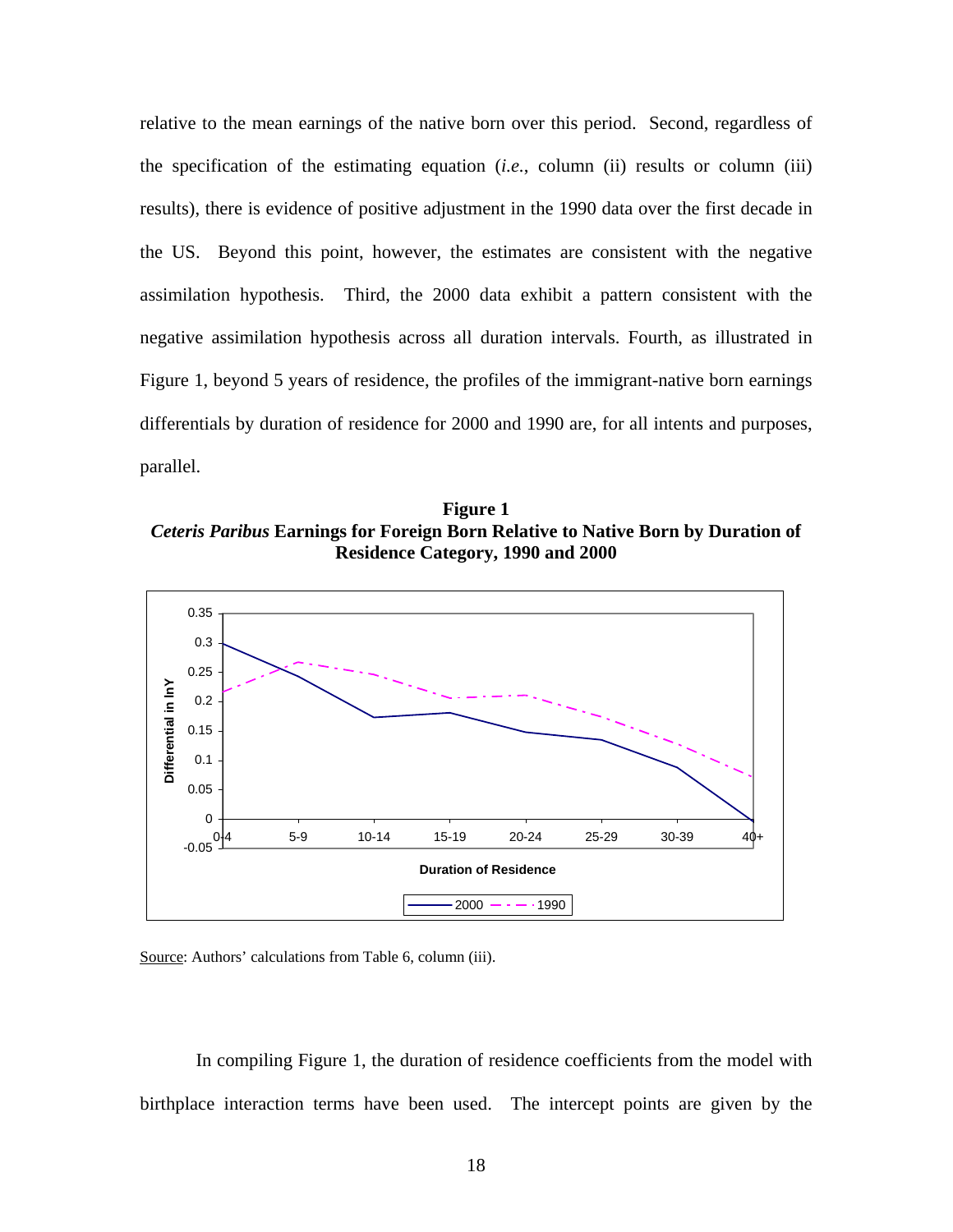relative to the mean earnings of the native born over this period. Second, regardless of the specification of the estimating equation (*i.e.*, column (ii) results or column (iii) results), there is evidence of positive adjustment in the 1990 data over the first decade in the US. Beyond this point, however, the estimates are consistent with the negative assimilation hypothesis. Third, the 2000 data exhibit a pattern consistent with the negative assimilation hypothesis across all duration intervals. Fourth, as illustrated in Figure 1, beyond 5 years of residence, the profiles of the immigrant-native born earnings differentials by duration of residence for 2000 and 1990 are, for all intents and purposes, parallel.

**Figure 1**
***Ceteris Paribus* Earnings for Foreign Born Relative to Native Born by Duration of Residence Category, 1990 and 2000**

<u>Source</u>: Authors' calculations from Table 6, column (iii).

In compiling Figure 1, the duration of residence coefficients from the model with birthplace interaction terms have been used. The intercept points are given by the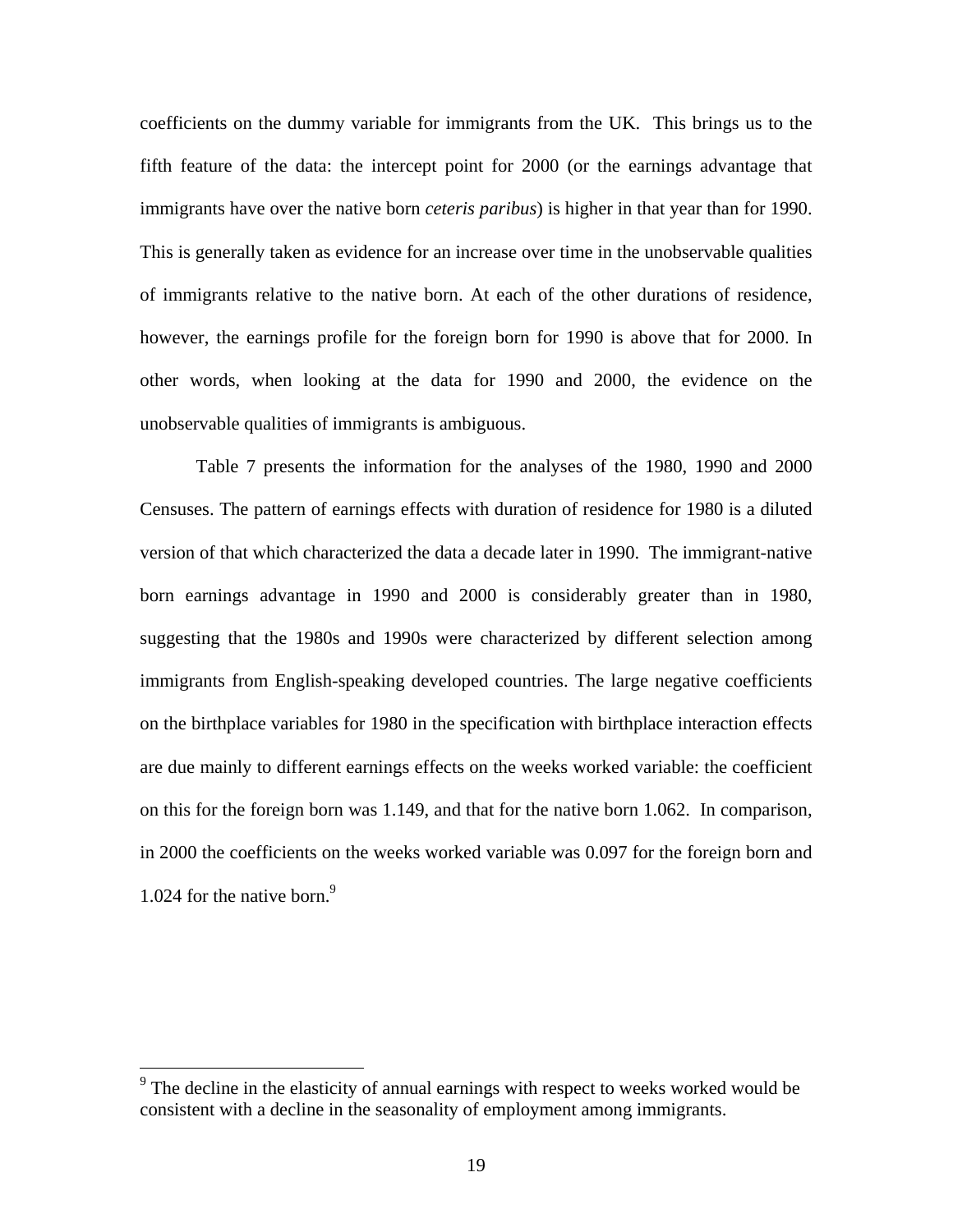coefficients on the dummy variable for immigrants from the UK. This brings us to the fifth feature of the data: the intercept point for 2000 (or the earnings advantage that immigrants have over the native born *ceteris paribus*) is higher in that year than for 1990. This is generally taken as evidence for an increase over time in the unobservable qualities of immigrants relative to the native born. At each of the other durations of residence, however, the earnings profile for the foreign born for 1990 is above that for 2000. In other words, when looking at the data for 1990 and 2000, the evidence on the unobservable qualities of immigrants is ambiguous.

Table 7 presents the information for the analyses of the 1980, 1990 and 2000 Censuses. The pattern of earnings effects with duration of residence for 1980 is a diluted version of that which characterized the data a decade later in 1990. The immigrant-native born earnings advantage in 1990 and 2000 is considerably greater than in 1980, suggesting that the 1980s and 1990s were characterized by different selection among immigrants from English-speaking developed countries. The large negative coefficients on the birthplace variables for 1980 in the specification with birthplace interaction effects are due mainly to different earnings effects on the weeks worked variable: the coefficient on this for the foreign born was 1.149, and that for the native born 1.062. In comparison, in 2000 the coefficients on the weeks worked variable was 0.097 for the foreign born and 1.024 for the native born.[9]

[9] The decline in the elasticity of annual earnings with respect to weeks worked would be consistent with a decline in the seasonality of employment among immigrants.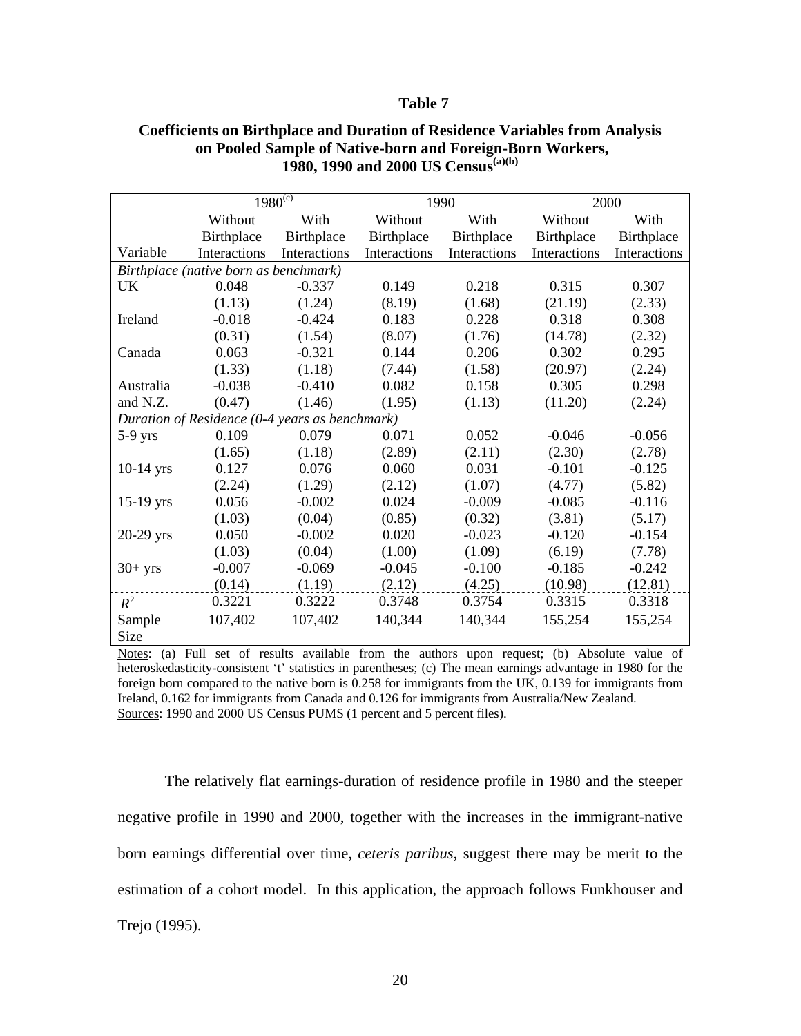**Table 7**

**Coefficients on Birthplace and Duration of Residence Variables from Analysis on Pooled Sample of Native-born and Foreign-Born Workers, 1980, 1990 and 2000 US Census**[(a)(b)]

| Variable | 1980[(c)] | | 1990 | | 2000 | |
|---|---|---|---|---|---|---|
| | Without Birthplace Interactions | With Birthplace Interactions | Without Birthplace Interactions | With Birthplace Interactions | Without Birthplace Interactions | With Birthplace Interactions |
| *Birthplace (native born as benchmark)* | | | | | | |
| UK | 0.048 | -0.337 | 0.149 | 0.218 | 0.315 | 0.307 |
| | (1.13) | (1.24) | (8.19) | (1.68) | (21.19) | (2.33) |
| Ireland | -0.018 | -0.424 | 0.183 | 0.228 | 0.318 | 0.308 |
| | (0.31) | (1.54) | (8.07) | (1.76) | (14.78) | (2.32) |
| Canada | 0.063 | -0.321 | 0.144 | 0.206 | 0.302 | 0.295 |
| | (1.33) | (1.18) | (7.44) | (1.58) | (20.97) | (2.24) |
| Australia and N.Z. | -0.038 | -0.410 | 0.082 | 0.158 | 0.305 | 0.298 |
| | (0.47) | (1.46) | (1.95) | (1.13) | (11.20) | (2.24) |
| *Duration of Residence (0-4 years as benchmark)* | | | | | | |
| 5-9 yrs | 0.109 | 0.079 | 0.071 | 0.052 | -0.046 | -0.056 |
| | (1.65) | (1.18) | (2.89) | (2.11) | (2.30) | (2.78) |
| 10-14 yrs | 0.127 | 0.076 | 0.060 | 0.031 | -0.101 | -0.125 |
| | (2.24) | (1.29) | (2.12) | (1.07) | (4.77) | (5.82) |
| 15-19 yrs | 0.056 | -0.002 | 0.024 | -0.009 | -0.085 | -0.116 |
| | (1.03) | (0.04) | (0.85) | (0.32) | (3.81) | (5.17) |
| 20-29 yrs | 0.050 | -0.002 | 0.020 | -0.023 | -0.120 | -0.154 |
| | (1.03) | (0.04) | (1.00) | (1.09) | (6.19) | (7.78) |
| 30+ yrs | -0.007 | -0.069 | -0.045 | -0.100 | -0.185 | -0.242 |
| | (0.14) | (1.19) | (2.12) | (4.25) | (10.98) | (12.81) |
| $R^2$ | 0.3221 | 0.3222 | 0.3748 | 0.3754 | 0.3315 | 0.3318 |
| Sample Size | 107,402 | 107,402 | 140,344 | 140,344 | 155,254 | 155,254 |

Notes: (a) Full set of results available from the authors upon request; (b) Absolute value of heteroskedasticity-consistent 't' statistics in parentheses; (c) The mean earnings advantage in 1980 for the foreign born compared to the native born is 0.258 for immigrants from the UK, 0.139 for immigrants from Ireland, 0.162 for immigrants from Canada and 0.126 for immigrants from Australia/New Zealand.
Sources: 1990 and 2000 US Census PUMS (1 percent and 5 percent files).

The relatively flat earnings-duration of residence profile in 1980 and the steeper negative profile in 1990 and 2000, together with the increases in the immigrant-native born earnings differential over time, *ceteris paribus*, suggest there may be merit to the estimation of a cohort model. In this application, the approach follows Funkhouser and Trejo (1995).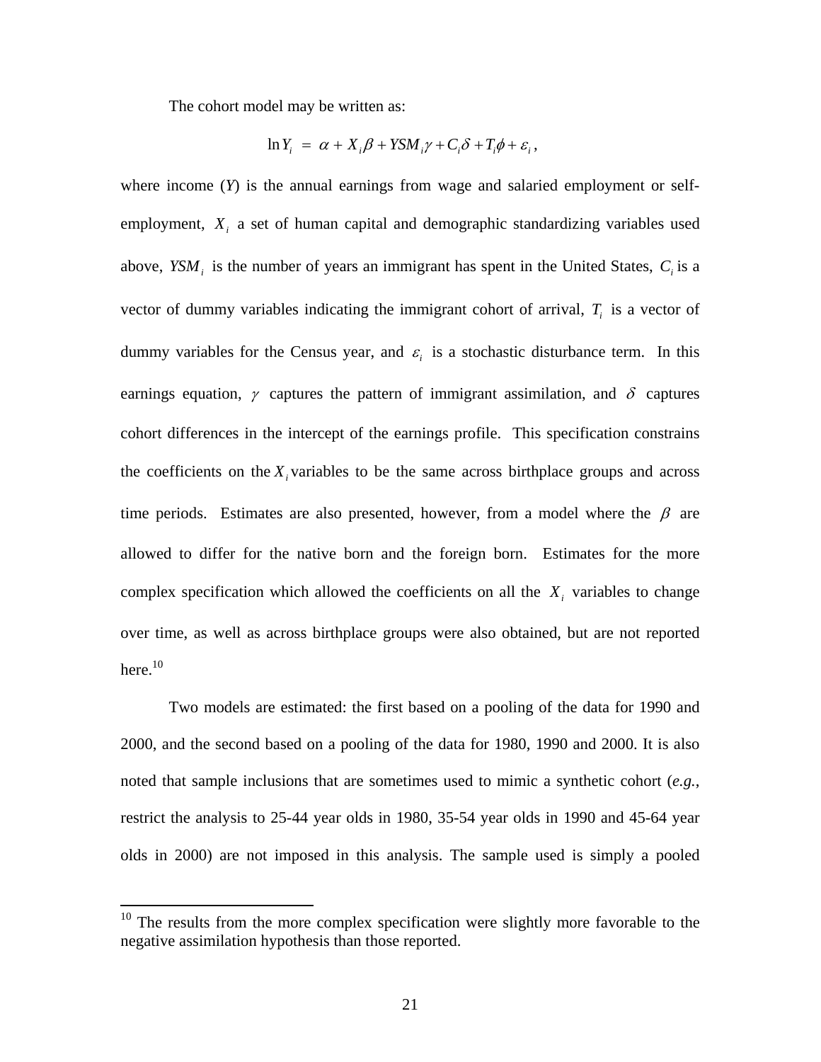The cohort model may be written as:

$$\ln Y_i = \alpha + X_i\beta + YSM_i\gamma + C_i\delta + T_i\phi + \varepsilon_i,$$

where income ($Y$) is the annual earnings from wage and salaried employment or self-employment, $X_i$ a set of human capital and demographic standardizing variables used above, $YSM_i$ is the number of years an immigrant has spent in the United States, $C_i$ is a vector of dummy variables indicating the immigrant cohort of arrival, $T_i$ is a vector of dummy variables for the Census year, and $\varepsilon_i$ is a stochastic disturbance term. In this earnings equation, $\gamma$ captures the pattern of immigrant assimilation, and $\delta$ captures cohort differences in the intercept of the earnings profile. This specification constrains the coefficients on the $X_i$ variables to be the same across birthplace groups and across time periods. Estimates are also presented, however, from a model where the $\beta$ are allowed to differ for the native born and the foreign born. Estimates for the more complex specification which allowed the coefficients on all the $X_i$ variables to change over time, as well as across birthplace groups were also obtained, but are not reported here.[10]

Two models are estimated: the first based on a pooling of the data for 1990 and 2000, and the second based on a pooling of the data for 1980, 1990 and 2000. It is also noted that sample inclusions that are sometimes used to mimic a synthetic cohort (*e.g.*, restrict the analysis to 25-44 year olds in 1980, 35-54 year olds in 1990 and 45-64 year olds in 2000) are not imposed in this analysis. The sample used is simply a pooled

---

[10] The results from the more complex specification were slightly more favorable to the negative assimilation hypothesis than those reported.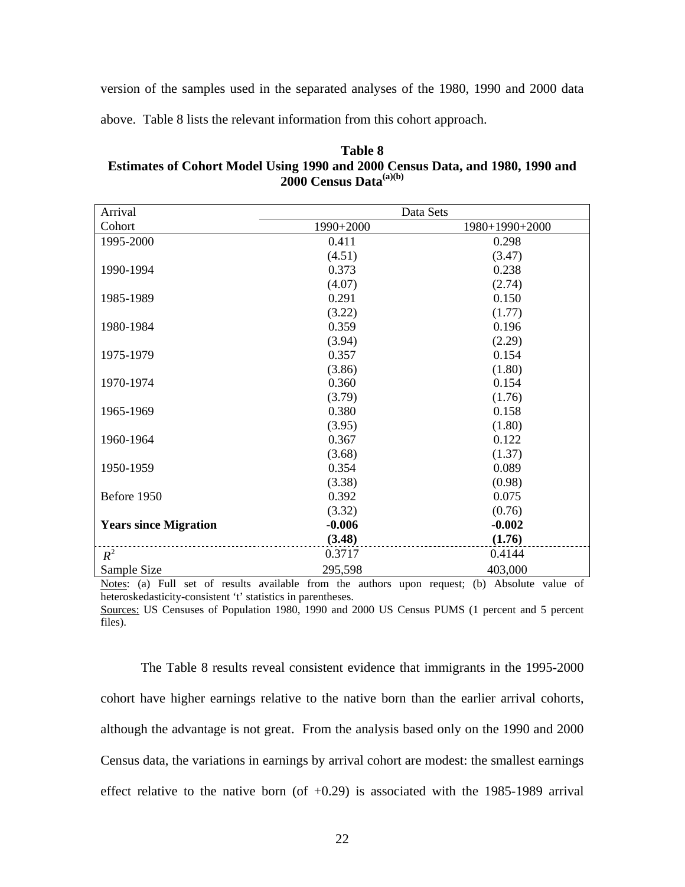version of the samples used in the separated analyses of the 1980, 1990 and 2000 data above. Table 8 lists the relevant information from this cohort approach.

**Table 8**
**Estimates of Cohort Model Using 1990 and 2000 Census Data, and 1980, 1990 and 2000 Census Data[(a)(b)]**

| Arrival Cohort | Data Sets | |
|---|---|---|
| | 1990+2000 | 1980+1990+2000 |
| 1995-2000 | 0.411 | 0.298 |
| | (4.51) | (3.47) |
| 1990-1994 | 0.373 | 0.238 |
| | (4.07) | (2.74) |
| 1985-1989 | 0.291 | 0.150 |
| | (3.22) | (1.77) |
| 1980-1984 | 0.359 | 0.196 |
| | (3.94) | (2.29) |
| 1975-1979 | 0.357 | 0.154 |
| | (3.86) | (1.80) |
| 1970-1974 | 0.360 | 0.154 |
| | (3.79) | (1.76) |
| 1965-1969 | 0.380 | 0.158 |
| | (3.95) | (1.80) |
| 1960-1964 | 0.367 | 0.122 |
| | (3.68) | (1.37) |
| 1950-1959 | 0.354 | 0.089 |
| | (3.38) | (0.98) |
| Before 1950 | 0.392 | 0.075 |
| | (3.32) | (0.76) |
| **Years since Migration** | **-0.006** | **-0.002** |
| | **(3.48)** | **(1.76)** |
| $R^2$ | 0.3717 | 0.4144 |
| Sample Size | 295,598 | 403,000 |

Notes: (a) Full set of results available from the authors upon request; (b) Absolute value of heteroskedasticity-consistent 't' statistics in parentheses.
Sources: US Censuses of Population 1980, 1990 and 2000 US Census PUMS (1 percent and 5 percent files).

The Table 8 results reveal consistent evidence that immigrants in the 1995-2000 cohort have higher earnings relative to the native born than the earlier arrival cohorts, although the advantage is not great. From the analysis based only on the 1990 and 2000 Census data, the variations in earnings by arrival cohort are modest: the smallest earnings effect relative to the native born (of +0.29) is associated with the 1985-1989 arrival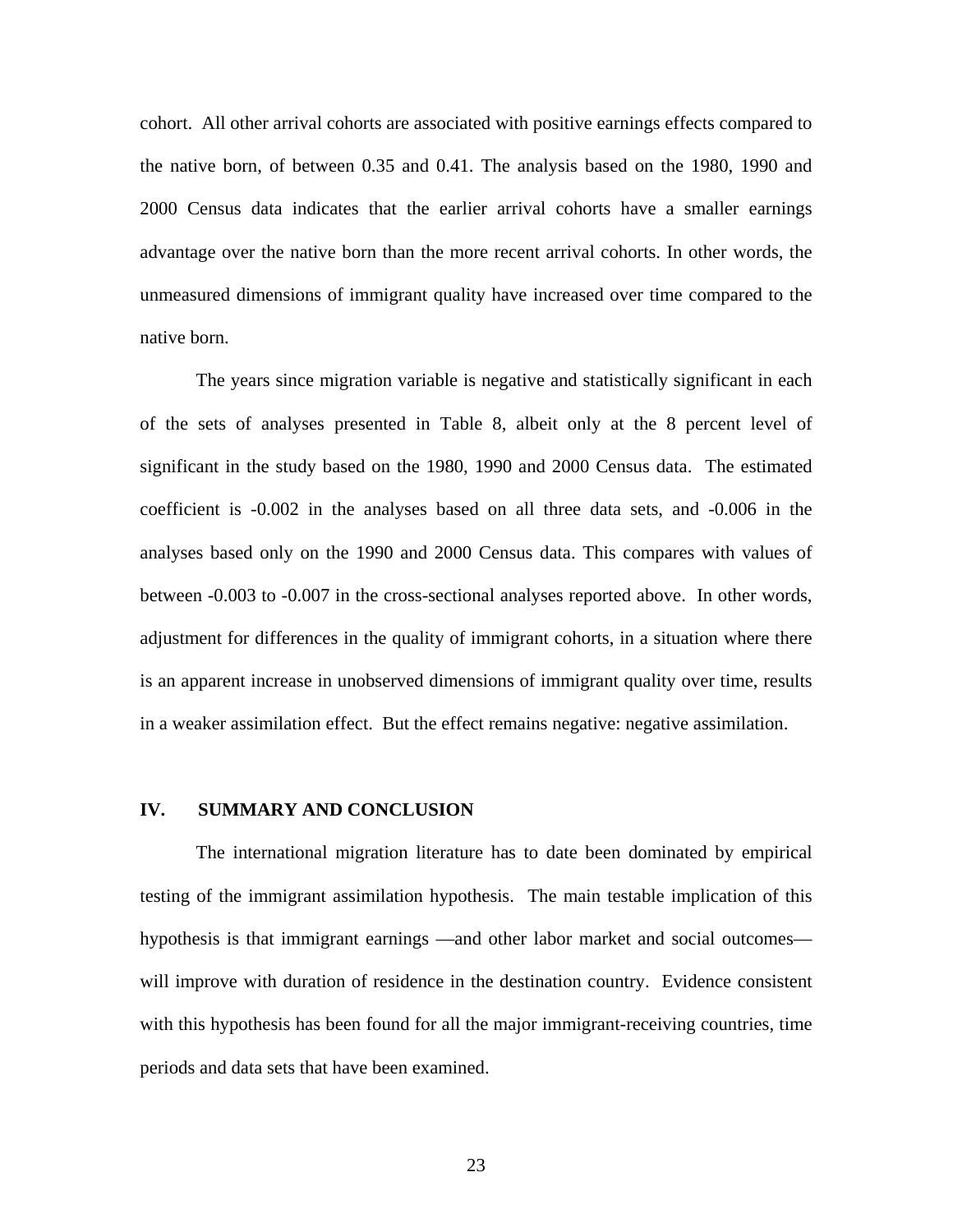cohort. All other arrival cohorts are associated with positive earnings effects compared to the native born, of between 0.35 and 0.41. The analysis based on the 1980, 1990 and 2000 Census data indicates that the earlier arrival cohorts have a smaller earnings advantage over the native born than the more recent arrival cohorts. In other words, the unmeasured dimensions of immigrant quality have increased over time compared to the native born.

The years since migration variable is negative and statistically significant in each of the sets of analyses presented in Table 8, albeit only at the 8 percent level of significant in the study based on the 1980, 1990 and 2000 Census data. The estimated coefficient is -0.002 in the analyses based on all three data sets, and -0.006 in the analyses based only on the 1990 and 2000 Census data. This compares with values of between -0.003 to -0.007 in the cross-sectional analyses reported above. In other words, adjustment for differences in the quality of immigrant cohorts, in a situation where there is an apparent increase in unobserved dimensions of immigrant quality over time, results in a weaker assimilation effect. But the effect remains negative: negative assimilation.

## IV. SUMMARY AND CONCLUSION

The international migration literature has to date been dominated by empirical testing of the immigrant assimilation hypothesis. The main testable implication of this hypothesis is that immigrant earnings —and other labor market and social outcomes— will improve with duration of residence in the destination country. Evidence consistent with this hypothesis has been found for all the major immigrant-receiving countries, time periods and data sets that have been examined.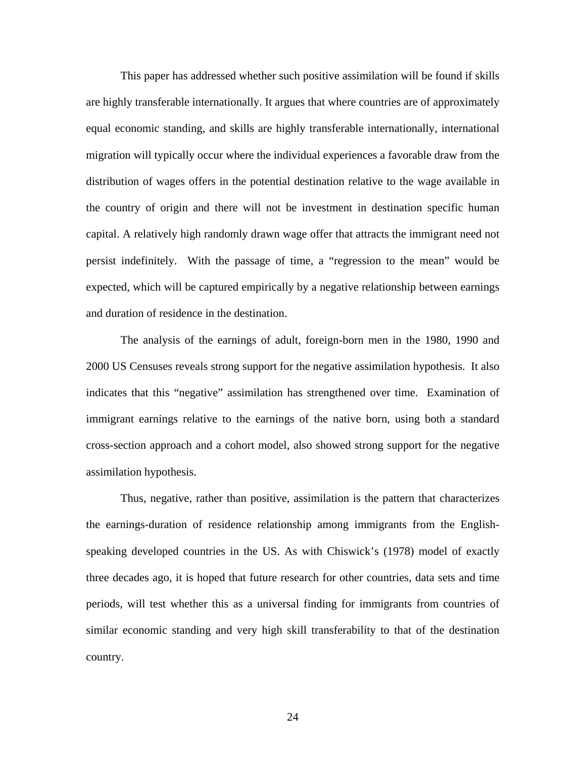This paper has addressed whether such positive assimilation will be found if skills are highly transferable internationally. It argues that where countries are of approximately equal economic standing, and skills are highly transferable internationally, international migration will typically occur where the individual experiences a favorable draw from the distribution of wages offers in the potential destination relative to the wage available in the country of origin and there will not be investment in destination specific human capital. A relatively high randomly drawn wage offer that attracts the immigrant need not persist indefinitely. With the passage of time, a "regression to the mean" would be expected, which will be captured empirically by a negative relationship between earnings and duration of residence in the destination.

The analysis of the earnings of adult, foreign-born men in the 1980, 1990 and 2000 US Censuses reveals strong support for the negative assimilation hypothesis. It also indicates that this "negative" assimilation has strengthened over time. Examination of immigrant earnings relative to the earnings of the native born, using both a standard cross-section approach and a cohort model, also showed strong support for the negative assimilation hypothesis.

Thus, negative, rather than positive, assimilation is the pattern that characterizes the earnings-duration of residence relationship among immigrants from the English-speaking developed countries in the US. As with Chiswick's (1978) model of exactly three decades ago, it is hoped that future research for other countries, data sets and time periods, will test whether this as a universal finding for immigrants from countries of similar economic standing and very high skill transferability to that of the destination country.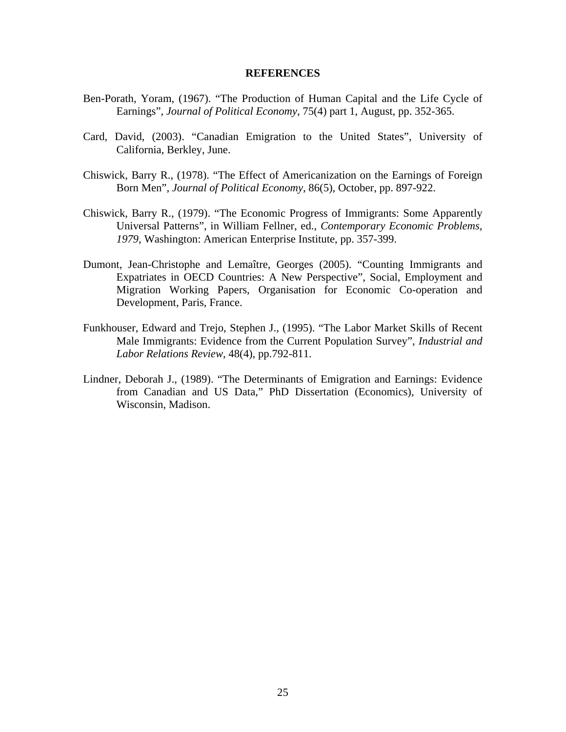## REFERENCES

Ben-Porath, Yoram, (1967). "The Production of Human Capital and the Life Cycle of Earnings", *Journal of Political Economy*, 75(4) part 1, August, pp. 352-365.

Card, David, (2003). "Canadian Emigration to the United States", University of California, Berkley, June.

Chiswick, Barry R., (1978). "The Effect of Americanization on the Earnings of Foreign Born Men", *Journal of Political Economy*, 86(5), October, pp. 897-922.

Chiswick, Barry R., (1979). "The Economic Progress of Immigrants: Some Apparently Universal Patterns", in William Fellner, ed., *Contemporary Economic Problems, 1979*, Washington: American Enterprise Institute, pp. 357-399.

Dumont, Jean-Christophe and Lemaître, Georges (2005). "Counting Immigrants and Expatriates in OECD Countries: A New Perspective", Social, Employment and Migration Working Papers, Organisation for Economic Co-operation and Development, Paris, France.

Funkhouser, Edward and Trejo, Stephen J., (1995). "The Labor Market Skills of Recent Male Immigrants: Evidence from the Current Population Survey", *Industrial and Labor Relations Review*, 48(4), pp.792-811.

Lindner, Deborah J., (1989). "The Determinants of Emigration and Earnings: Evidence from Canadian and US Data," PhD Dissertation (Economics), University of Wisconsin, Madison.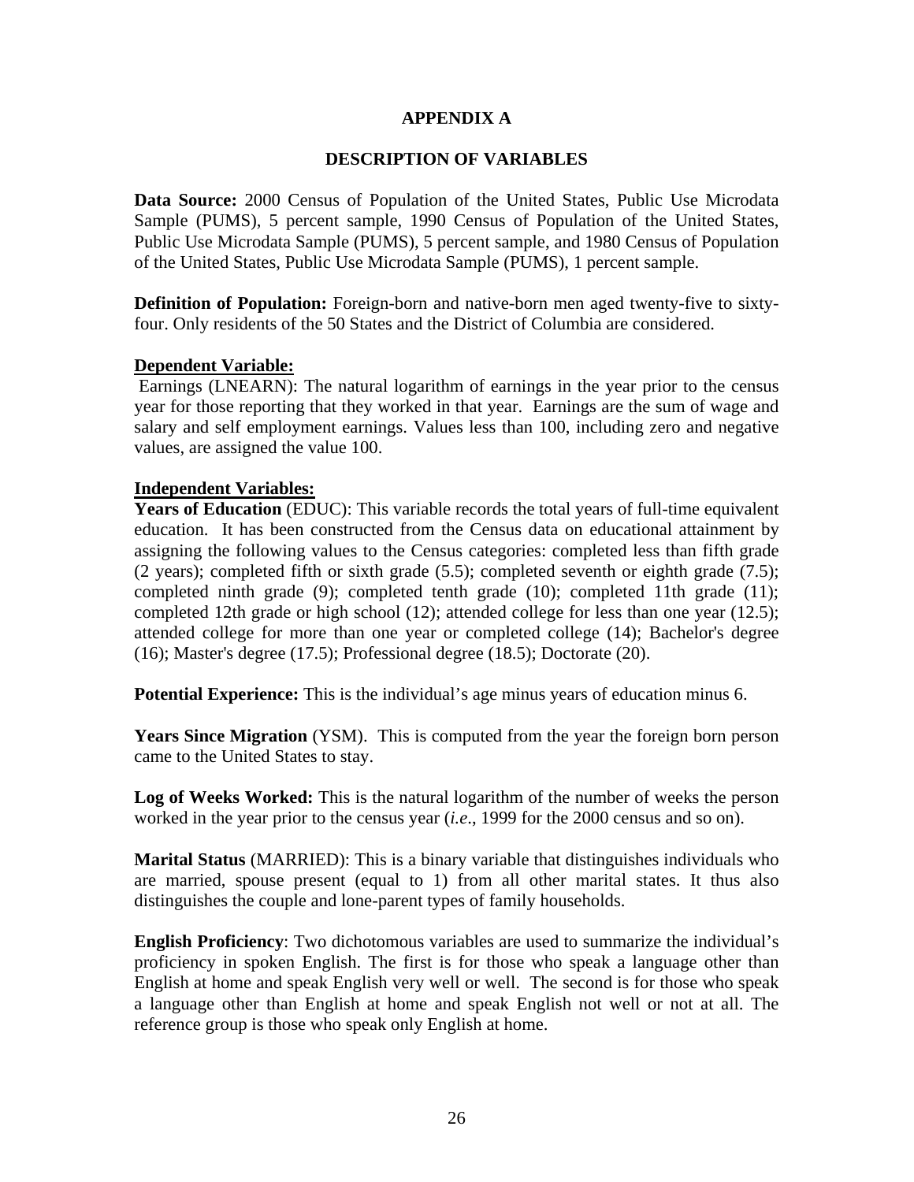# APPENDIX A

## DESCRIPTION OF VARIABLES

**Data Source:** 2000 Census of Population of the United States, Public Use Microdata Sample (PUMS), 5 percent sample, 1990 Census of Population of the United States, Public Use Microdata Sample (PUMS), 5 percent sample, and 1980 Census of Population of the United States, Public Use Microdata Sample (PUMS), 1 percent sample.

**Definition of Population:** Foreign-born and native-born men aged twenty-five to sixty-four. Only residents of the 50 States and the District of Columbia are considered.

**Dependent Variable:**

Earnings (LNEARN): The natural logarithm of earnings in the year prior to the census year for those reporting that they worked in that year. Earnings are the sum of wage and salary and self employment earnings. Values less than 100, including zero and negative values, are assigned the value 100.

**Independent Variables:**

**Years of Education** (EDUC): This variable records the total years of full-time equivalent education. It has been constructed from the Census data on educational attainment by assigning the following values to the Census categories: completed less than fifth grade (2 years); completed fifth or sixth grade (5.5); completed seventh or eighth grade (7.5); completed ninth grade (9); completed tenth grade (10); completed 11th grade (11); completed 12th grade or high school (12); attended college for less than one year (12.5); attended college for more than one year or completed college (14); Bachelor's degree (16); Master's degree (17.5); Professional degree (18.5); Doctorate (20).

**Potential Experience:** This is the individual's age minus years of education minus 6.

**Years Since Migration** (YSM). This is computed from the year the foreign born person came to the United States to stay.

**Log of Weeks Worked:** This is the natural logarithm of the number of weeks the person worked in the year prior to the census year (*i.e.*, 1999 for the 2000 census and so on).

**Marital Status** (MARRIED): This is a binary variable that distinguishes individuals who are married, spouse present (equal to 1) from all other marital states. It thus also distinguishes the couple and lone-parent types of family households.

**English Proficiency**: Two dichotomous variables are used to summarize the individual's proficiency in spoken English. The first is for those who speak a language other than English at home and speak English very well or well. The second is for those who speak a language other than English at home and speak English not well or not at all. The reference group is those who speak only English at home.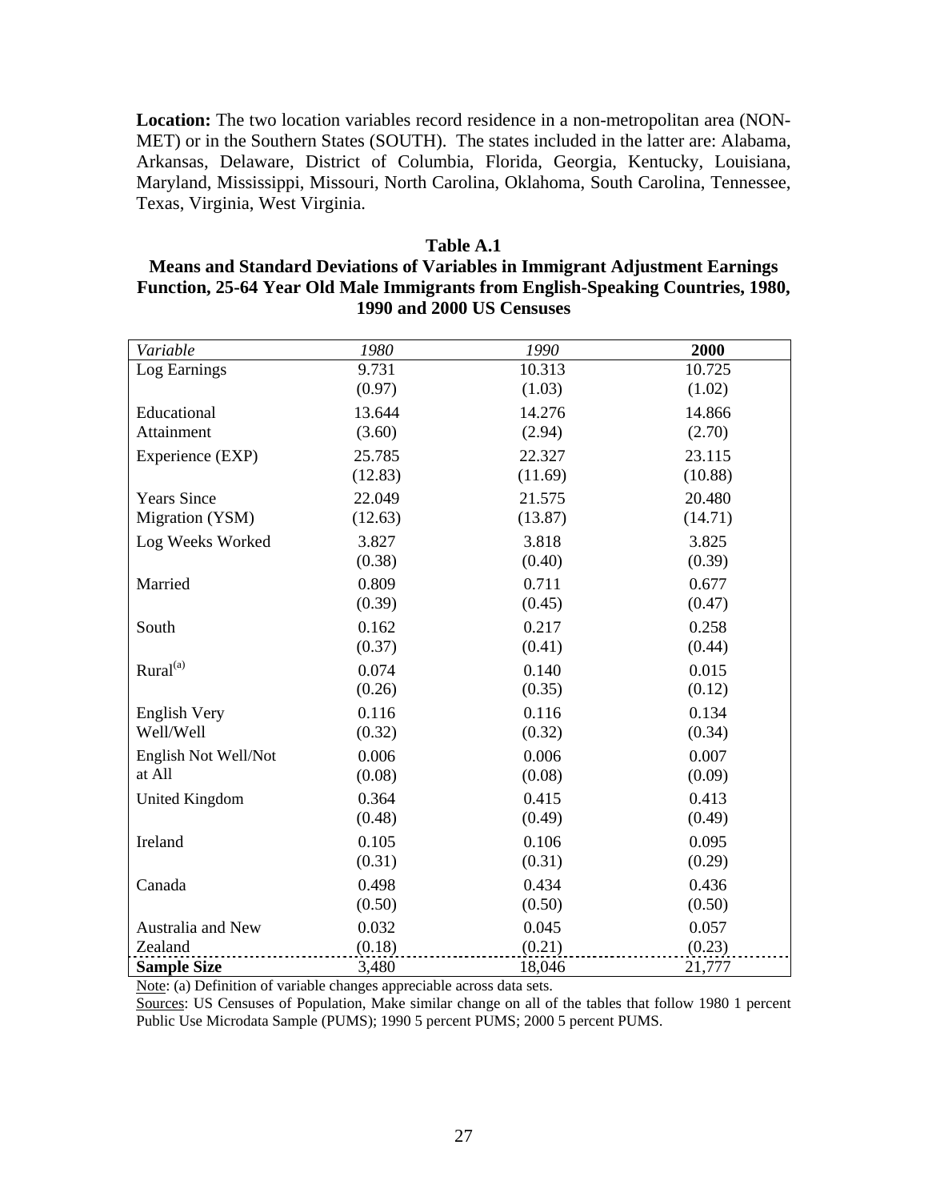**Location:** The two location variables record residence in a non-metropolitan area (NON-MET) or in the Southern States (SOUTH). The states included in the latter are: Alabama, Arkansas, Delaware, District of Columbia, Florida, Georgia, Kentucky, Louisiana, Maryland, Mississippi, Missouri, North Carolina, Oklahoma, South Carolina, Tennessee, Texas, Virginia, West Virginia.

**Table A.1**
**Means and Standard Deviations of Variables in Immigrant Adjustment Earnings Function, 25-64 Year Old Male Immigrants from English-Speaking Countries, 1980, 1990 and 2000 US Censuses**

| *Variable* | *1980* | *1990* | **2000** |
|---|---|---|---|
| Log Earnings | 9.731 | 10.313 | 10.725 |
| | (0.97) | (1.03) | (1.02) |
| Educational Attainment | 13.644 | 14.276 | 14.866 |
| | (3.60) | (2.94) | (2.70) |
| Experience (EXP) | 25.785 | 22.327 | 23.115 |
| | (12.83) | (11.69) | (10.88) |
| Years Since Migration (YSM) | 22.049 | 21.575 | 20.480 |
| | (12.63) | (13.87) | (14.71) |
| Log Weeks Worked | 3.827 | 3.818 | 3.825 |
| | (0.38) | (0.40) | (0.39) |
| Married | 0.809 | 0.711 | 0.677 |
| | (0.39) | (0.45) | (0.47) |
| South | 0.162 | 0.217 | 0.258 |
| | (0.37) | (0.41) | (0.44) |
| Rural[(a)] | 0.074 | 0.140 | 0.015 |
| | (0.26) | (0.35) | (0.12) |
| English Very Well/Well | 0.116 | 0.116 | 0.134 |
| | (0.32) | (0.32) | (0.34) |
| English Not Well/Not at All | 0.006 | 0.006 | 0.007 |
| | (0.08) | (0.08) | (0.09) |
| United Kingdom | 0.364 | 0.415 | 0.413 |
| | (0.48) | (0.49) | (0.49) |
| Ireland | 0.105 | 0.106 | 0.095 |
| | (0.31) | (0.31) | (0.29) |
| Canada | 0.498 | 0.434 | 0.436 |
| | (0.50) | (0.50) | (0.50) |
| Australia and New Zealand | 0.032 | 0.045 | 0.057 |
| | (0.18) | (0.21) | (0.23) |
| **Sample Size** | 3,480 | 18,046 | 21,777 |

Note: (a) Definition of variable changes appreciable across data sets.

Sources: US Censuses of Population, Make similar change on all of the tables that follow 1980 1 percent Public Use Microdata Sample (PUMS); 1990 5 percent PUMS; 2000 5 percent PUMS.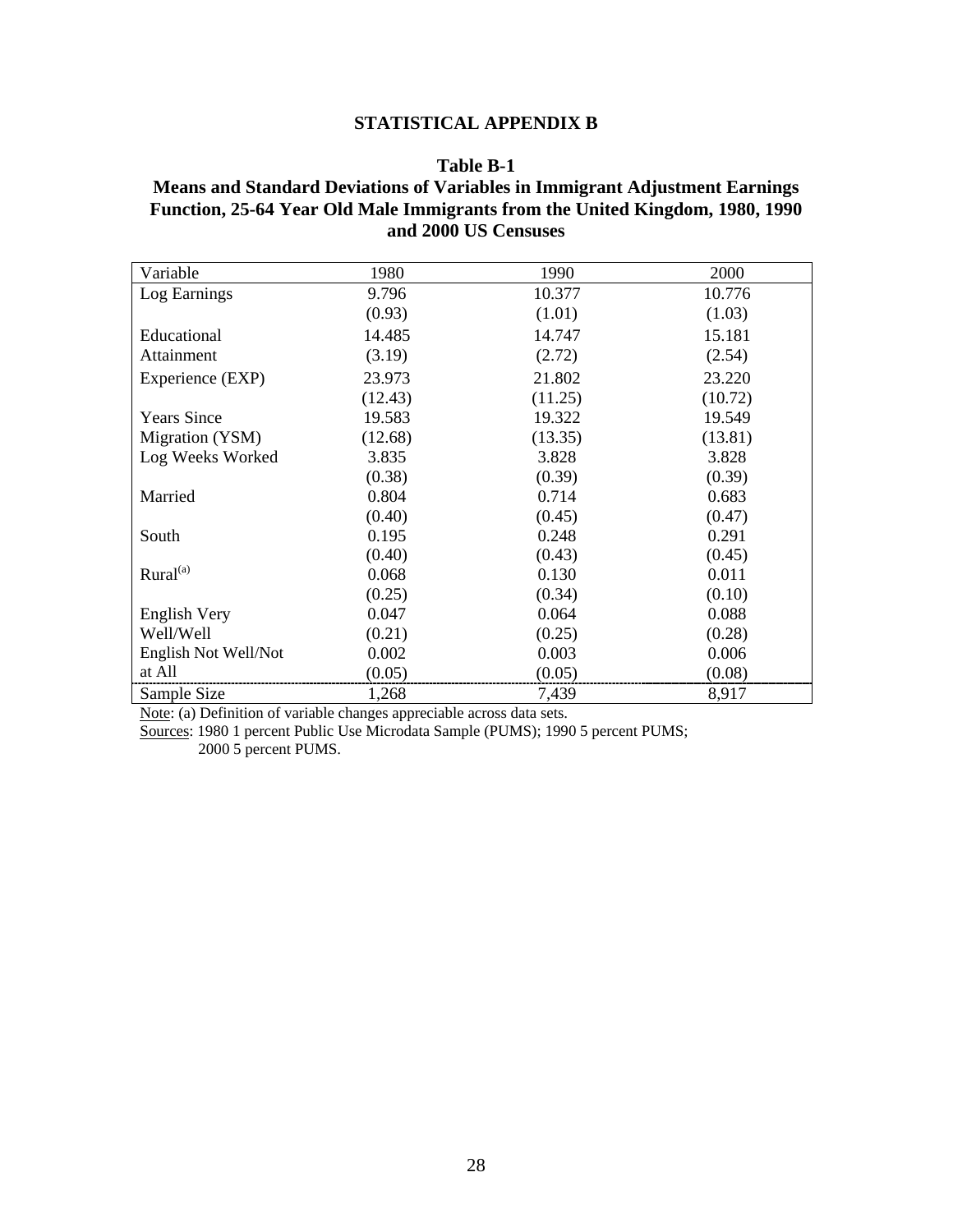## STATISTICAL APPENDIX B

### Table B-1

### Means and Standard Deviations of Variables in Immigrant Adjustment Earnings Function, 25-64 Year Old Male Immigrants from the United Kingdom, 1980, 1990 and 2000 US Censuses

| Variable | 1980 | 1990 | 2000 |
|---|---|---|---|
| Log Earnings | 9.796 | 10.377 | 10.776 |
| | (0.93) | (1.01) | (1.03) |
| Educational Attainment | 14.485 | 14.747 | 15.181 |
| | (3.19) | (2.72) | (2.54) |
| Experience (EXP) | 23.973 | 21.802 | 23.220 |
| | (12.43) | (11.25) | (10.72) |
| Years Since Migration (YSM) | 19.583 | 19.322 | 19.549 |
| | (12.68) | (13.35) | (13.81) |
| Log Weeks Worked | 3.835 | 3.828 | 3.828 |
| | (0.38) | (0.39) | (0.39) |
| Married | 0.804 | 0.714 | 0.683 |
| | (0.40) | (0.45) | (0.47) |
| South | 0.195 | 0.248 | 0.291 |
| | (0.40) | (0.43) | (0.45) |
| Rural[(a)] | 0.068 | 0.130 | 0.011 |
| | (0.25) | (0.34) | (0.10) |
| English Very Well/Well | 0.047 | 0.064 | 0.088 |
| | (0.21) | (0.25) | (0.28) |
| English Not Well/Not at All | 0.002 | 0.003 | 0.006 |
| | (0.05) | (0.05) | (0.08) |
| Sample Size | 1,268 | 7,439 | 8,917 |

Note: (a) Definition of variable changes appreciable across data sets.

Sources: 1980 1 percent Public Use Microdata Sample (PUMS); 1990 5 percent PUMS; 2000 5 percent PUMS.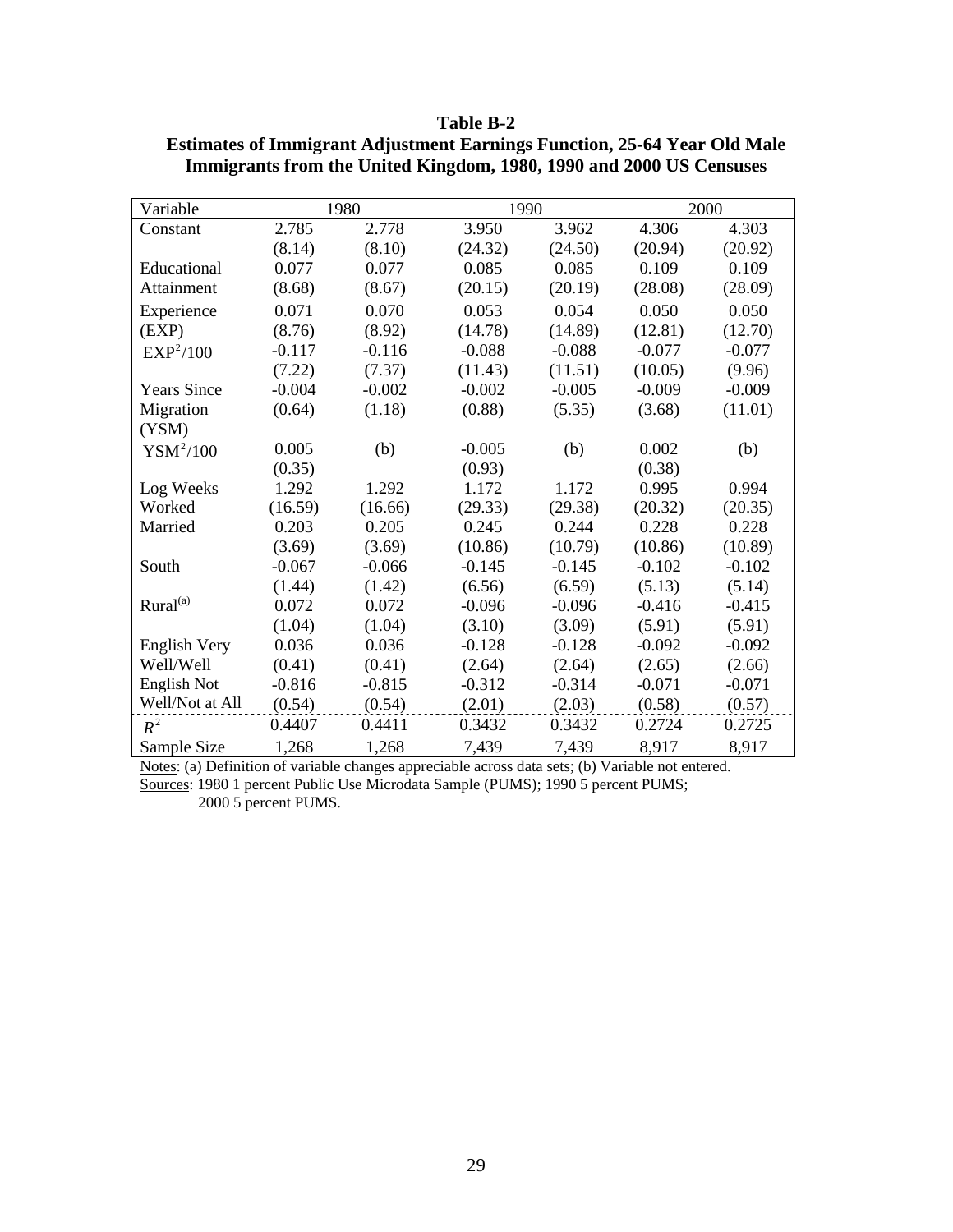**Table B-2**
**Estimates of Immigrant Adjustment Earnings Function, 25-64 Year Old Male Immigrants from the United Kingdom, 1980, 1990 and 2000 US Censuses**

| Variable | 1980 | | 1990 | | 2000 | |
|---|---|---|---|---|---|---|
| Constant | 2.785 | 2.778 | 3.950 | 3.962 | 4.306 | 4.303 |
| | (8.14) | (8.10) | (24.32) | (24.50) | (20.94) | (20.92) |
| Educational Attainment | 0.077 | 0.077 | 0.085 | 0.085 | 0.109 | 0.109 |
| | (8.68) | (8.67) | (20.15) | (20.19) | (28.08) | (28.09) |
| Experience (EXP) | 0.071 | 0.070 | 0.053 | 0.054 | 0.050 | 0.050 |
| | (8.76) | (8.92) | (14.78) | (14.89) | (12.81) | (12.70) |
| $EXP^2/100$ | -0.117 | -0.116 | -0.088 | -0.088 | -0.077 | -0.077 |
| | (7.22) | (7.37) | (11.43) | (11.51) | (10.05) | (9.96) |
| Years Since Migration (YSM) | -0.004 | -0.002 | -0.002 | -0.005 | -0.009 | -0.009 |
| | (0.64) | (1.18) | (0.88) | (5.35) | (3.68) | (11.01) |
| $YSM^2/100$ | 0.005 | (b) | -0.005 | (b) | 0.002 | (b) |
| | (0.35) | | (0.93) | | (0.38) | |
| Log Weeks Worked | 1.292 | 1.292 | 1.172 | 1.172 | 0.995 | 0.994 |
| | (16.59) | (16.66) | (29.33) | (29.38) | (20.32) | (20.35) |
| Married | 0.203 | 0.205 | 0.245 | 0.244 | 0.228 | 0.228 |
| | (3.69) | (3.69) | (10.86) | (10.79) | (10.86) | (10.89) |
| South | -0.067 | -0.066 | -0.145 | -0.145 | -0.102 | -0.102 |
| | (1.44) | (1.42) | (6.56) | (6.59) | (5.13) | (5.14) |
| Rural[(a)] | 0.072 | 0.072 | -0.096 | -0.096 | -0.416 | -0.415 |
| | (1.04) | (1.04) | (3.10) | (3.09) | (5.91) | (5.91) |
| English Very Well/Well | 0.036 | 0.036 | -0.128 | -0.128 | -0.092 | -0.092 |
| | (0.41) | (0.41) | (2.64) | (2.64) | (2.65) | (2.66) |
| English Not Well/Not at All | -0.816 | -0.815 | -0.312 | -0.314 | -0.071 | -0.071 |
| | (0.54) | (0.54) | (2.01) | (2.03) | (0.58) | (0.57) |
| $\bar{R}^2$ | 0.4407 | 0.4411 | 0.3432 | 0.3432 | 0.2724 | 0.2725 |
| Sample Size | 1,268 | 1,268 | 7,439 | 7,439 | 8,917 | 8,917 |

Notes: (a) Definition of variable changes appreciable across data sets; (b) Variable not entered.

Sources: 1980 1 percent Public Use Microdata Sample (PUMS); 1990 5 percent PUMS; 2000 5 percent PUMS.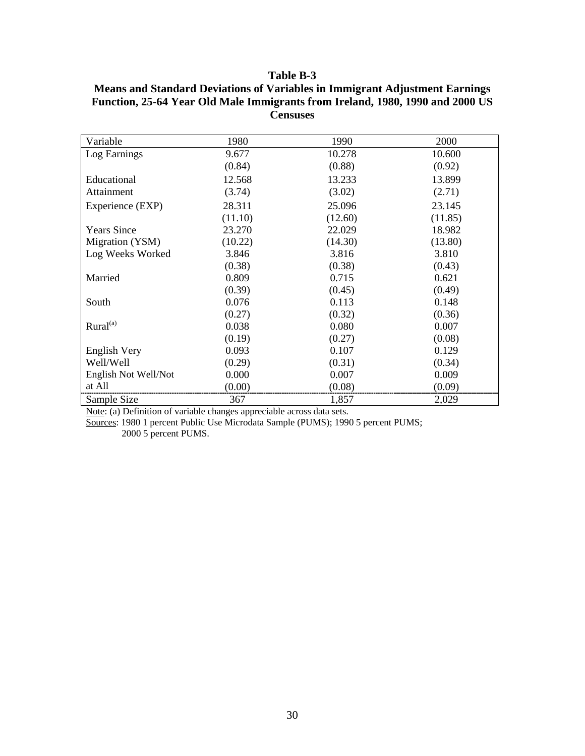**Table B-3**

**Means and Standard Deviations of Variables in Immigrant Adjustment Earnings Function, 25-64 Year Old Male Immigrants from Ireland, 1980, 1990 and 2000 US Censuses**

| Variable | 1980 | 1990 | 2000 |
|---|---|---|---|
| Log Earnings | 9.677 | 10.278 | 10.600 |
| | (0.84) | (0.88) | (0.92) |
| Educational Attainment | 12.568 | 13.233 | 13.899 |
| | (3.74) | (3.02) | (2.71) |
| Experience (EXP) | 28.311 | 25.096 | 23.145 |
| | (11.10) | (12.60) | (11.85) |
| Years Since Migration (YSM) | 23.270 | 22.029 | 18.982 |
| | (10.22) | (14.30) | (13.80) |
| Log Weeks Worked | 3.846 | 3.816 | 3.810 |
| | (0.38) | (0.38) | (0.43) |
| Married | 0.809 | 0.715 | 0.621 |
| | (0.39) | (0.45) | (0.49) |
| South | 0.076 | 0.113 | 0.148 |
| | (0.27) | (0.32) | (0.36) |
| Rural[(a)] | 0.038 | 0.080 | 0.007 |
| | (0.19) | (0.27) | (0.08) |
| English Very Well/Well | 0.093 | 0.107 | 0.129 |
| | (0.29) | (0.31) | (0.34) |
| English Not Well/Not at All | 0.000 | 0.007 | 0.009 |
| | (0.00) | (0.08) | (0.09) |
| Sample Size | 367 | 1,857 | 2,029 |

Note: (a) Definition of variable changes appreciable across data sets.

Sources: 1980 1 percent Public Use Microdata Sample (PUMS); 1990 5 percent PUMS; 2000 5 percent PUMS.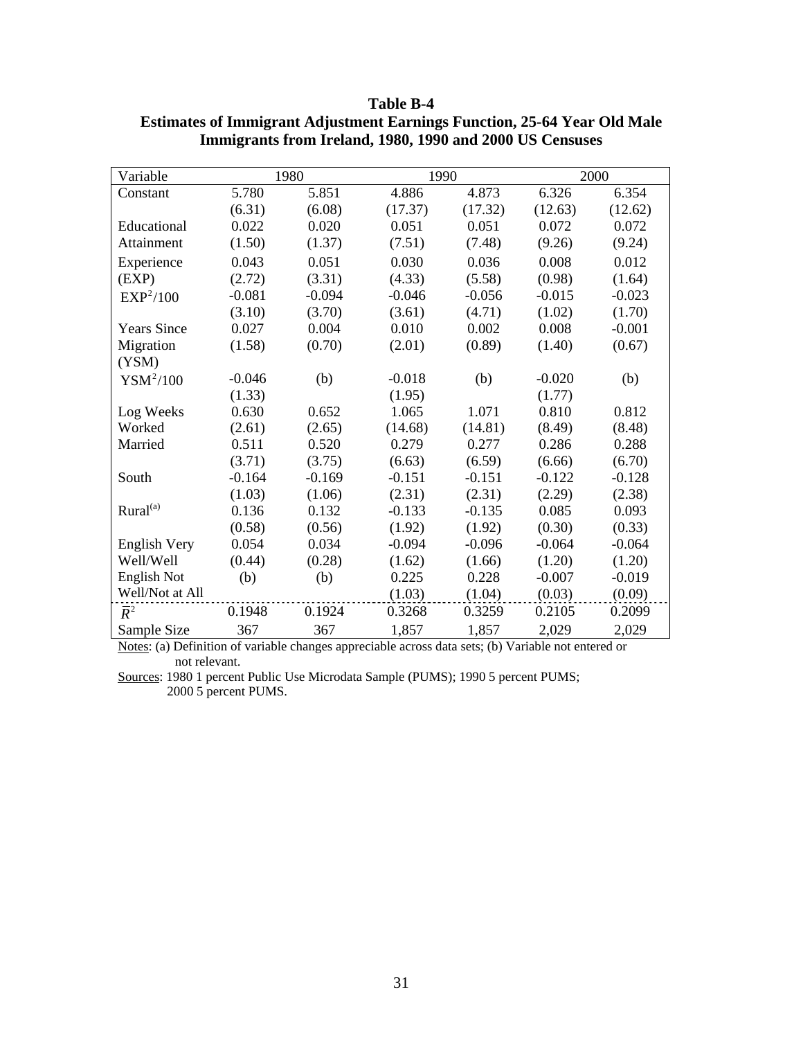**Table B-4**
**Estimates of Immigrant Adjustment Earnings Function, 25-64 Year Old Male Immigrants from Ireland, 1980, 1990 and 2000 US Censuses**

| Variable | 1980 | | 1990 | | 2000 | |
|---|---|---|---|---|---|---|
| Constant | 5.780 | 5.851 | 4.886 | 4.873 | 6.326 | 6.354 |
| | (6.31) | (6.08) | (17.37) | (17.32) | (12.63) | (12.62) |
| Educational | 0.022 | 0.020 | 0.051 | 0.051 | 0.072 | 0.072 |
| Attainment | (1.50) | (1.37) | (7.51) | (7.48) | (9.26) | (9.24) |
| Experience | 0.043 | 0.051 | 0.030 | 0.036 | 0.008 | 0.012 |
| (EXP) | (2.72) | (3.31) | (4.33) | (5.58) | (0.98) | (1.64) |
| $EXP^2/100$ | -0.081 | -0.094 | -0.046 | -0.056 | -0.015 | -0.023 |
| | (3.10) | (3.70) | (3.61) | (4.71) | (1.02) | (1.70) |
| Years Since | 0.027 | 0.004 | 0.010 | 0.002 | 0.008 | -0.001 |
| Migration (YSM) | (1.58) | (0.70) | (2.01) | (0.89) | (1.40) | (0.67) |
| $YSM^2/100$ | -0.046 | (b) | -0.018 | (b) | -0.020 | (b) |
| | (1.33) | | (1.95) | | (1.77) | |
| Log Weeks | 0.630 | 0.652 | 1.065 | 1.071 | 0.810 | 0.812 |
| Worked | (2.61) | (2.65) | (14.68) | (14.81) | (8.49) | (8.48) |
| Married | 0.511 | 0.520 | 0.279 | 0.277 | 0.286 | 0.288 |
| | (3.71) | (3.75) | (6.63) | (6.59) | (6.66) | (6.70) |
| South | -0.164 | -0.169 | -0.151 | -0.151 | -0.122 | -0.128 |
| | (1.03) | (1.06) | (2.31) | (2.31) | (2.29) | (2.38) |
| Rural[(a)] | 0.136 | 0.132 | -0.133 | -0.135 | 0.085 | 0.093 |
| | (0.58) | (0.56) | (1.92) | (1.92) | (0.30) | (0.33) |
| English Very | 0.054 | 0.034 | -0.094 | -0.096 | -0.064 | -0.064 |
| Well/Well | (0.44) | (0.28) | (1.62) | (1.66) | (1.20) | (1.20) |
| English Not | (b) | (b) | 0.225 | 0.228 | -0.007 | -0.019 |
| Well/Not at All | | | (1.03) | (1.04) | (0.03) | (0.09) |
| $\bar{R}^2$ | 0.1948 | 0.1924 | 0.3268 | 0.3259 | 0.2105 | 0.2099 |
| Sample Size | 367 | 367 | 1,857 | 1,857 | 2,029 | 2,029 |

Notes: (a) Definition of variable changes appreciable across data sets; (b) Variable not entered or not relevant.

Sources: 1980 1 percent Public Use Microdata Sample (PUMS); 1990 5 percent PUMS; 2000 5 percent PUMS.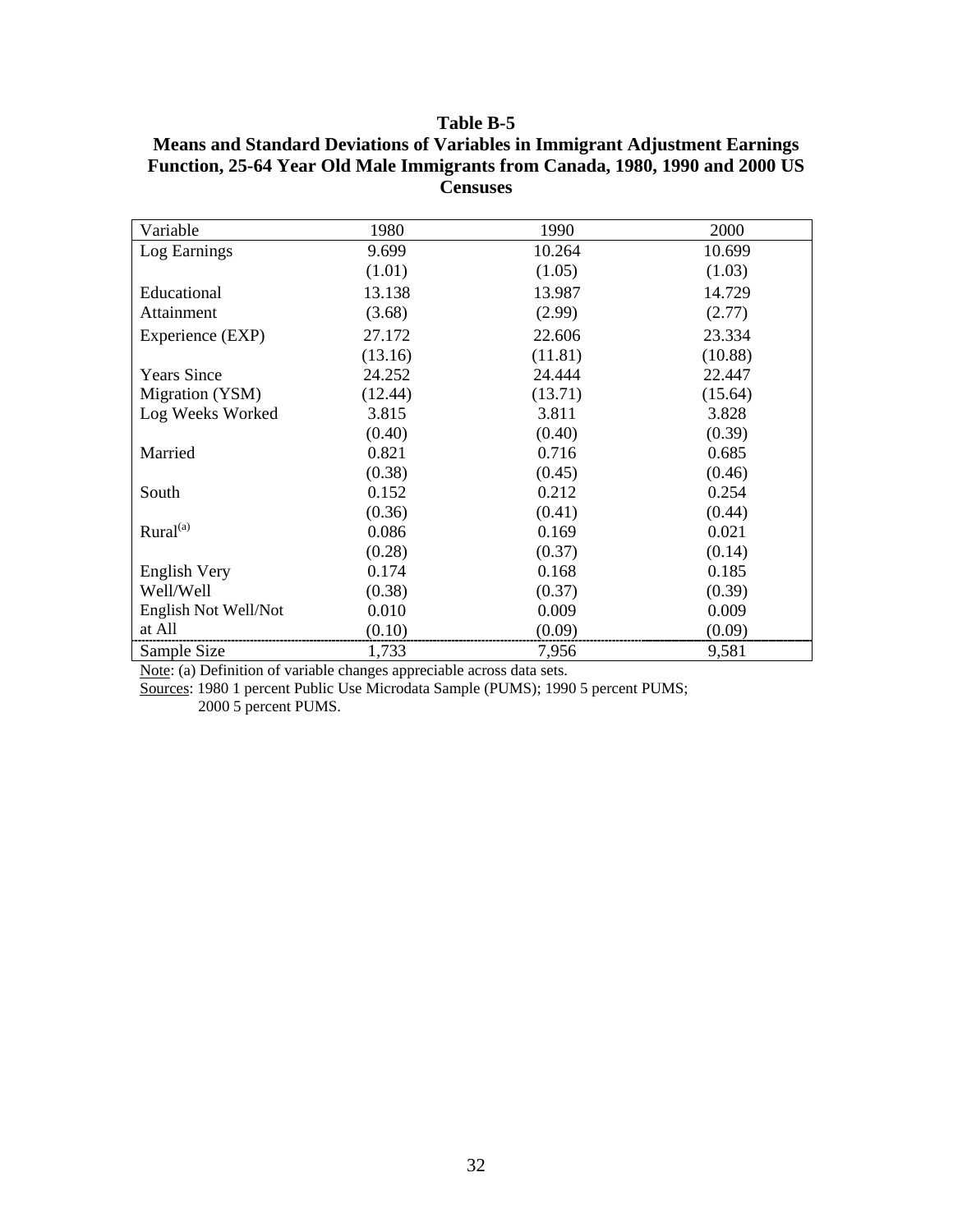**Table B-5**

**Means and Standard Deviations of Variables in Immigrant Adjustment Earnings Function, 25-64 Year Old Male Immigrants from Canada, 1980, 1990 and 2000 US Censuses**

| Variable | 1980 | 1990 | 2000 |
|---|---|---|---|
| Log Earnings | 9.699 | 10.264 | 10.699 |
| | (1.01) | (1.05) | (1.03) |
| Educational Attainment | 13.138 | 13.987 | 14.729 |
| | (3.68) | (2.99) | (2.77) |
| Experience (EXP) | 27.172 | 22.606 | 23.334 |
| | (13.16) | (11.81) | (10.88) |
| Years Since Migration (YSM) | 24.252 | 24.444 | 22.447 |
| | (12.44) | (13.71) | (15.64) |
| Log Weeks Worked | 3.815 | 3.811 | 3.828 |
| | (0.40) | (0.40) | (0.39) |
| Married | 0.821 | 0.716 | 0.685 |
| | (0.38) | (0.45) | (0.46) |
| South | 0.152 | 0.212 | 0.254 |
| | (0.36) | (0.41) | (0.44) |
| Rural[(a)] | 0.086 | 0.169 | 0.021 |
| | (0.28) | (0.37) | (0.14) |
| English Very Well/Well | 0.174 | 0.168 | 0.185 |
| | (0.38) | (0.37) | (0.39) |
| English Not Well/Not at All | 0.010 | 0.009 | 0.009 |
| | (0.10) | (0.09) | (0.09) |
| Sample Size | 1,733 | 7,956 | 9,581 |

Note: (a) Definition of variable changes appreciable across data sets.

Sources: 1980 1 percent Public Use Microdata Sample (PUMS); 1990 5 percent PUMS; 2000 5 percent PUMS.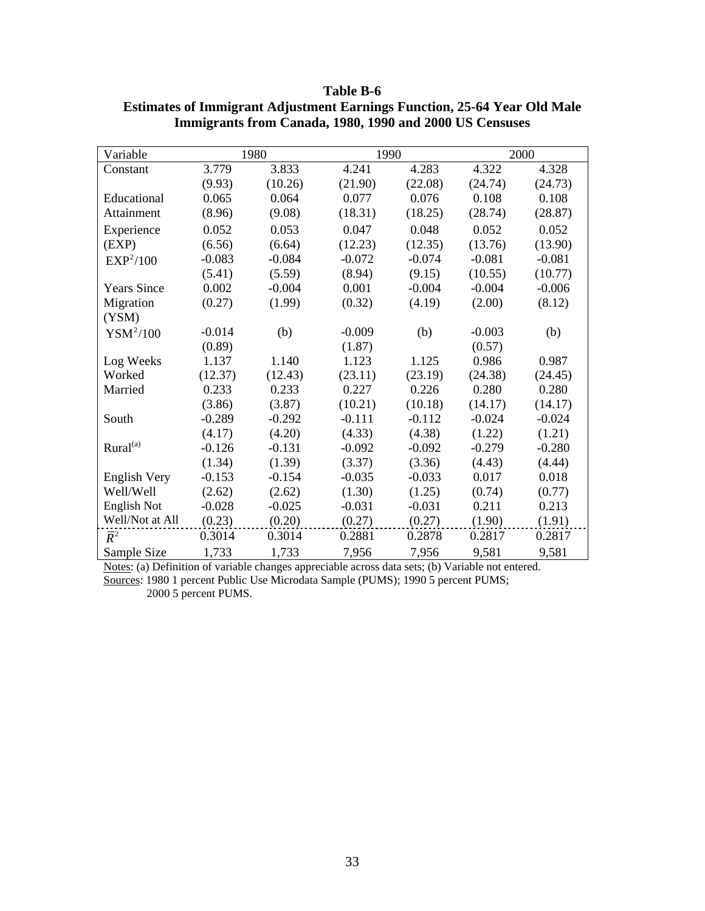**Table B-6**
**Estimates of Immigrant Adjustment Earnings Function, 25-64 Year Old Male Immigrants from Canada, 1980, 1990 and 2000 US Censuses**

| Variable | 1980 | | 1990 | | 2000 | |
|---|---|---|---|---|---|---|
| Constant | 3.779 | 3.833 | 4.241 | 4.283 | 4.322 | 4.328 |
| | (9.93) | (10.26) | (21.90) | (22.08) | (24.74) | (24.73) |
| Educational | 0.065 | 0.064 | 0.077 | 0.076 | 0.108 | 0.108 |
| Attainment | (8.96) | (9.08) | (18.31) | (18.25) | (28.74) | (28.87) |
| Experience | 0.052 | 0.053 | 0.047 | 0.048 | 0.052 | 0.052 |
| (EXP) | (6.56) | (6.64) | (12.23) | (12.35) | (13.76) | (13.90) |
| $EXP^2/100$ | -0.083 | -0.084 | -0.072 | -0.074 | -0.081 | -0.081 |
| | (5.41) | (5.59) | (8.94) | (9.15) | (10.55) | (10.77) |
| Years Since | 0.002 | -0.004 | 0.001 | -0.004 | -0.004 | -0.006 |
| Migration (YSM) | (0.27) | (1.99) | (0.32) | (4.19) | (2.00) | (8.12) |
| $YSM^2/100$ | -0.014 | (b) | -0.009 | (b) | -0.003 | (b) |
| | (0.89) | | (1.87) | | (0.57) | |
| Log Weeks | 1.137 | 1.140 | 1.123 | 1.125 | 0.986 | 0.987 |
| Worked | (12.37) | (12.43) | (23.11) | (23.19) | (24.38) | (24.45) |
| Married | 0.233 | 0.233 | 0.227 | 0.226 | 0.280 | 0.280 |
| | (3.86) | (3.87) | (10.21) | (10.18) | (14.17) | (14.17) |
| South | -0.289 | -0.292 | -0.111 | -0.112 | -0.024 | -0.024 |
| | (4.17) | (4.20) | (4.33) | (4.38) | (1.22) | (1.21) |
| Rural[(a)] | -0.126 | -0.131 | -0.092 | -0.092 | -0.279 | -0.280 |
| | (1.34) | (1.39) | (3.37) | (3.36) | (4.43) | (4.44) |
| English Very | -0.153 | -0.154 | -0.035 | -0.033 | 0.017 | 0.018 |
| Well/Well | (2.62) | (2.62) | (1.30) | (1.25) | (0.74) | (0.77) |
| English Not | -0.028 | -0.025 | -0.031 | -0.031 | 0.211 | 0.213 |
| Well/Not at All | (0.23) | (0.20) | (0.27) | (0.27) | (1.90) | (1.91) |
| $\bar{R}^2$ | 0.3014 | 0.3014 | 0.2881 | 0.2878 | 0.2817 | 0.2817 |
| Sample Size | 1,733 | 1,733 | 7,956 | 7,956 | 9,581 | 9,581 |

Notes: (a) Definition of variable changes appreciable across data sets; (b) Variable not entered.

Sources: 1980 1 percent Public Use Microdata Sample (PUMS); 1990 5 percent PUMS; 2000 5 percent PUMS.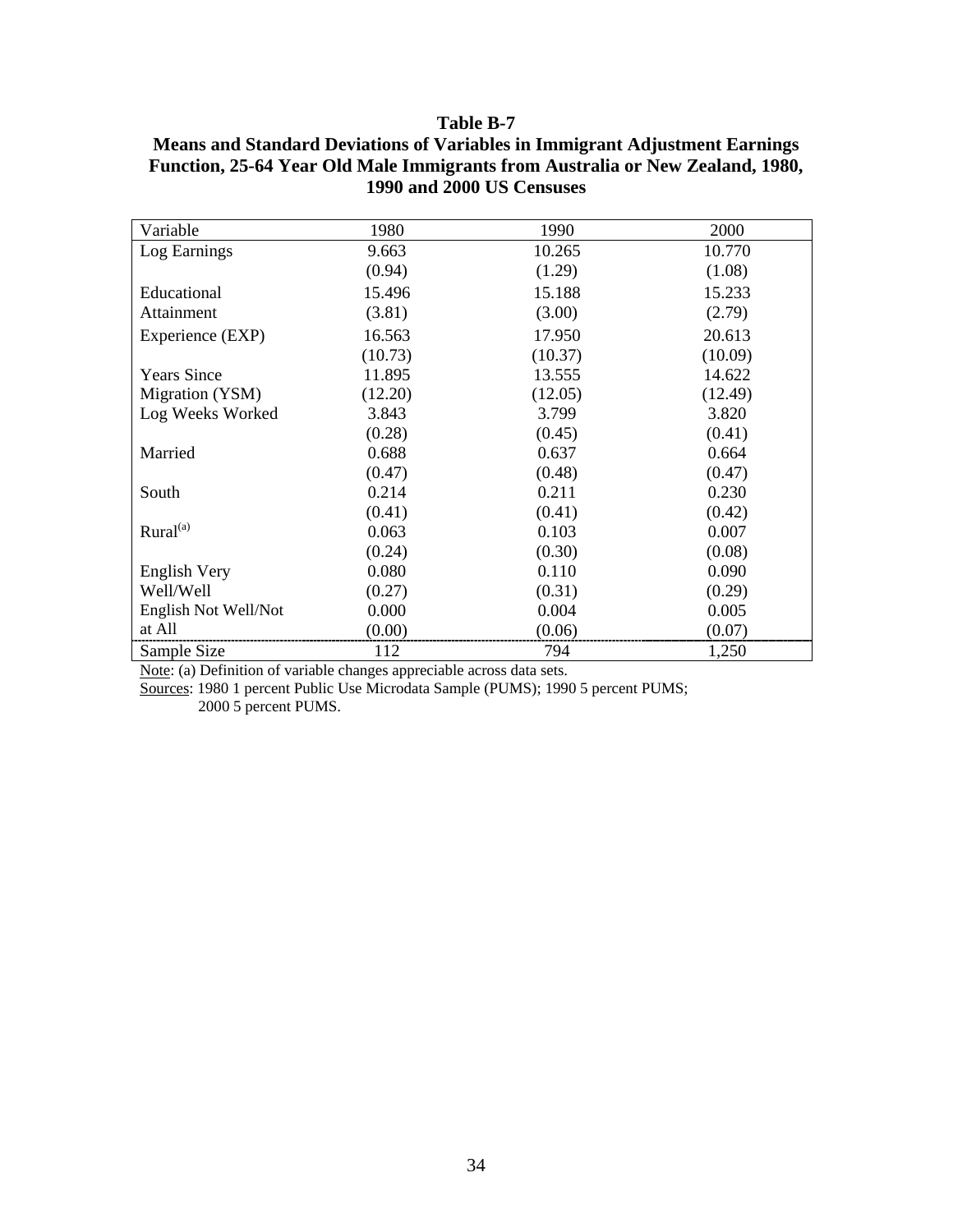**Table B-7**

**Means and Standard Deviations of Variables in Immigrant Adjustment Earnings Function, 25-64 Year Old Male Immigrants from Australia or New Zealand, 1980, 1990 and 2000 US Censuses**

| Variable | 1980 | 1990 | 2000 |
|---|---|---|---|
| Log Earnings | 9.663 | 10.265 | 10.770 |
| | (0.94) | (1.29) | (1.08) |
| Educational Attainment | 15.496 | 15.188 | 15.233 |
| | (3.81) | (3.00) | (2.79) |
| Experience (EXP) | 16.563 | 17.950 | 20.613 |
| | (10.73) | (10.37) | (10.09) |
| Years Since Migration (YSM) | 11.895 | 13.555 | 14.622 |
| | (12.20) | (12.05) | (12.49) |
| Log Weeks Worked | 3.843 | 3.799 | 3.820 |
| | (0.28) | (0.45) | (0.41) |
| Married | 0.688 | 0.637 | 0.664 |
| | (0.47) | (0.48) | (0.47) |
| South | 0.214 | 0.211 | 0.230 |
| | (0.41) | (0.41) | (0.42) |
| Rural[(a)] | 0.063 | 0.103 | 0.007 |
| | (0.24) | (0.30) | (0.08) |
| English Very Well/Well | 0.080 | 0.110 | 0.090 |
| | (0.27) | (0.31) | (0.29) |
| English Not Well/Not at All | 0.000 | 0.004 | 0.005 |
| | (0.00) | (0.06) | (0.07) |
| Sample Size | 112 | 794 | 1,250 |

Note: (a) Definition of variable changes appreciable across data sets.

Sources: 1980 1 percent Public Use Microdata Sample (PUMS); 1990 5 percent PUMS; 2000 5 percent PUMS.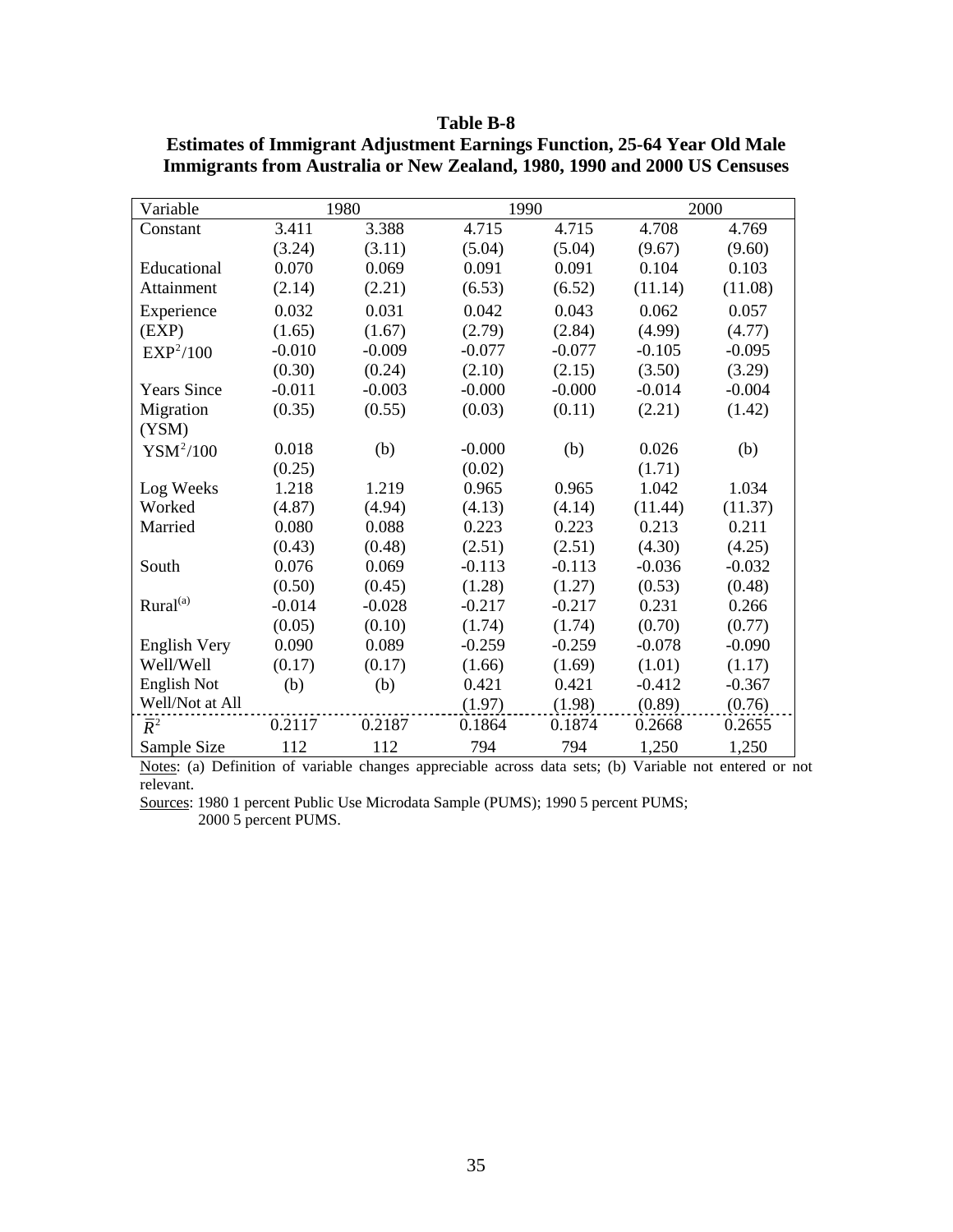**Table B-8**
**Estimates of Immigrant Adjustment Earnings Function, 25-64 Year Old Male Immigrants from Australia or New Zealand, 1980, 1990 and 2000 US Censuses**

| Variable | 1980 | | 1990 | | 2000 | |
|---|---|---|---|---|---|---|
| Constant | 3.411 | 3.388 | 4.715 | 4.715 | 4.708 | 4.769 |
| | (3.24) | (3.11) | (5.04) | (5.04) | (9.67) | (9.60) |
| Educational Attainment | 0.070 | 0.069 | 0.091 | 0.091 | 0.104 | 0.103 |
| | (2.14) | (2.21) | (6.53) | (6.52) | (11.14) | (11.08) |
| Experience (EXP) | 0.032 | 0.031 | 0.042 | 0.043 | 0.062 | 0.057 |
| | (1.65) | (1.67) | (2.79) | (2.84) | (4.99) | (4.77) |
| $EXP^2/100$ | -0.010 | -0.009 | -0.077 | -0.077 | -0.105 | -0.095 |
| | (0.30) | (0.24) | (2.10) | (2.15) | (3.50) | (3.29) |
| Years Since Migration (YSM) | -0.011 | -0.003 | -0.000 | -0.000 | -0.014 | -0.004 |
| | (0.35) | (0.55) | (0.03) | (0.11) | (2.21) | (1.42) |
| $YSM^2/100$ | 0.018 | (b) | -0.000 | (b) | 0.026 | (b) |
| | (0.25) | | (0.02) | | (1.71) | |
| Log Weeks Worked | 1.218 | 1.219 | 0.965 | 0.965 | 1.042 | 1.034 |
| | (4.87) | (4.94) | (4.13) | (4.14) | (11.44) | (11.37) |
| Married | 0.080 | 0.088 | 0.223 | 0.223 | 0.213 | 0.211 |
| | (0.43) | (0.48) | (2.51) | (2.51) | (4.30) | (4.25) |
| South | 0.076 | 0.069 | -0.113 | -0.113 | -0.036 | -0.032 |
| | (0.50) | (0.45) | (1.28) | (1.27) | (0.53) | (0.48) |
| Rural[(a)] | -0.014 | -0.028 | -0.217 | -0.217 | 0.231 | 0.266 |
| | (0.05) | (0.10) | (1.74) | (1.74) | (0.70) | (0.77) |
| English Very Well/Well | 0.090 | 0.089 | -0.259 | -0.259 | -0.078 | -0.090 |
| | (0.17) | (0.17) | (1.66) | (1.69) | (1.01) | (1.17) |
| English Not Well/Not at All | (b) | (b) | 0.421 | 0.421 | -0.412 | -0.367 |
| | | | (1.97) | (1.98) | (0.89) | (0.76) |
| $\bar{R}^2$ | 0.2117 | 0.2187 | 0.1864 | 0.1874 | 0.2668 | 0.2655 |
| Sample Size | 112 | 112 | 794 | 794 | 1,250 | 1,250 |

Notes: (a) Definition of variable changes appreciable across data sets; (b) Variable not entered or not relevant.

Sources: 1980 1 percent Public Use Microdata Sample (PUMS); 1990 5 percent PUMS; 2000 5 percent PUMS.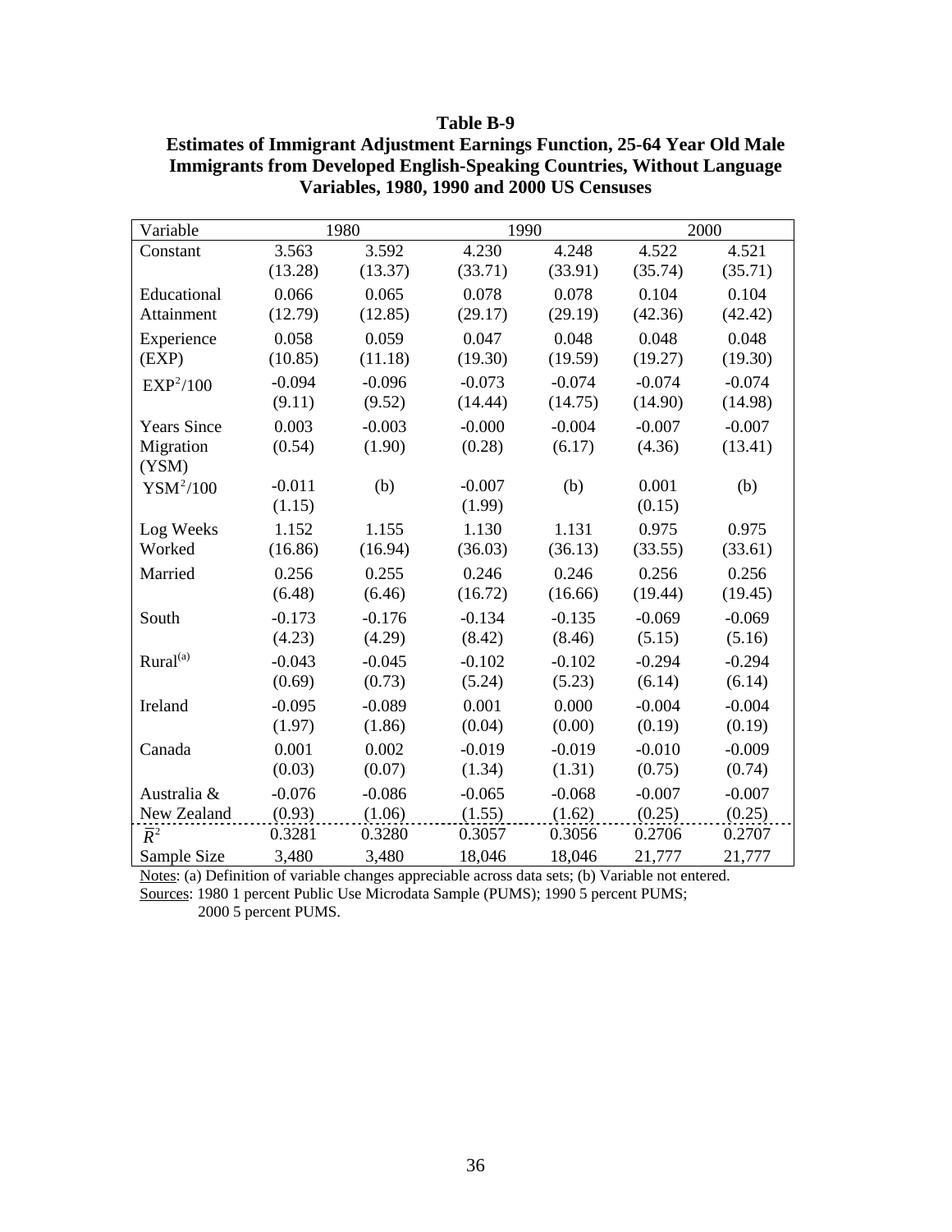**Table B-9**

**Estimates of Immigrant Adjustment Earnings Function, 25-64 Year Old Male Immigrants from Developed English-Speaking Countries, Without Language Variables, 1980, 1990 and 2000 US Censuses**

| Variable | 1980 | | 1990 | | 2000 | |
|---|---|---|---|---|---|---|
| Constant | 3.563 | 3.592 | 4.230 | 4.248 | 4.522 | 4.521 |
| | (13.28) | (13.37) | (33.71) | (33.91) | (35.74) | (35.71) |
| Educational Attainment | 0.066 | 0.065 | 0.078 | 0.078 | 0.104 | 0.104 |
| | (12.79) | (12.85) | (29.17) | (29.19) | (42.36) | (42.42) |
| Experience (EXP) | 0.058 | 0.059 | 0.047 | 0.048 | 0.048 | 0.048 |
| | (10.85) | (11.18) | (19.30) | (19.59) | (19.27) | (19.30) |
| $EXP^2/100$ | -0.094 | -0.096 | -0.073 | -0.074 | -0.074 | -0.074 |
| | (9.11) | (9.52) | (14.44) | (14.75) | (14.90) | (14.98) |
| Years Since Migration (YSM) | 0.003 | -0.003 | -0.000 | -0.004 | -0.007 | -0.007 |
| | (0.54) | (1.90) | (0.28) | (6.17) | (4.36) | (13.41) |
| $YSM^2/100$ | -0.011 | (b) | -0.007 | (b) | 0.001 | (b) |
| | (1.15) | | (1.99) | | (0.15) | |
| Log Weeks Worked | 1.152 | 1.155 | 1.130 | 1.131 | 0.975 | 0.975 |
| | (16.86) | (16.94) | (36.03) | (36.13) | (33.55) | (33.61) |
| Married | 0.256 | 0.255 | 0.246 | 0.246 | 0.256 | 0.256 |
| | (6.48) | (6.46) | (16.72) | (16.66) | (19.44) | (19.45) |
| South | -0.173 | -0.176 | -0.134 | -0.135 | -0.069 | -0.069 |
| | (4.23) | (4.29) | (8.42) | (8.46) | (5.15) | (5.16) |
| Rural[(a)] | -0.043 | -0.045 | -0.102 | -0.102 | -0.294 | -0.294 |
| | (0.69) | (0.73) | (5.24) | (5.23) | (6.14) | (6.14) |
| Ireland | -0.095 | -0.089 | 0.001 | 0.000 | -0.004 | -0.004 |
| | (1.97) | (1.86) | (0.04) | (0.00) | (0.19) | (0.19) |
| Canada | 0.001 | 0.002 | -0.019 | -0.019 | -0.010 | -0.009 |
| | (0.03) | (0.07) | (1.34) | (1.31) | (0.75) | (0.74) |
| Australia & New Zealand | -0.076 | -0.086 | -0.065 | -0.068 | -0.007 | -0.007 |
| | (0.93) | (1.06) | (1.55) | (1.62) | (0.25) | (0.25) |
| $\bar{R}^2$ | 0.3281 | 0.3280 | 0.3057 | 0.3056 | 0.2706 | 0.2707 |
| Sample Size | 3,480 | 3,480 | 18,046 | 18,046 | 21,777 | 21,777 |

Notes: (a) Definition of variable changes appreciable across data sets; (b) Variable not entered.

Sources: 1980 1 percent Public Use Microdata Sample (PUMS); 1990 5 percent PUMS; 2000 5 percent PUMS.